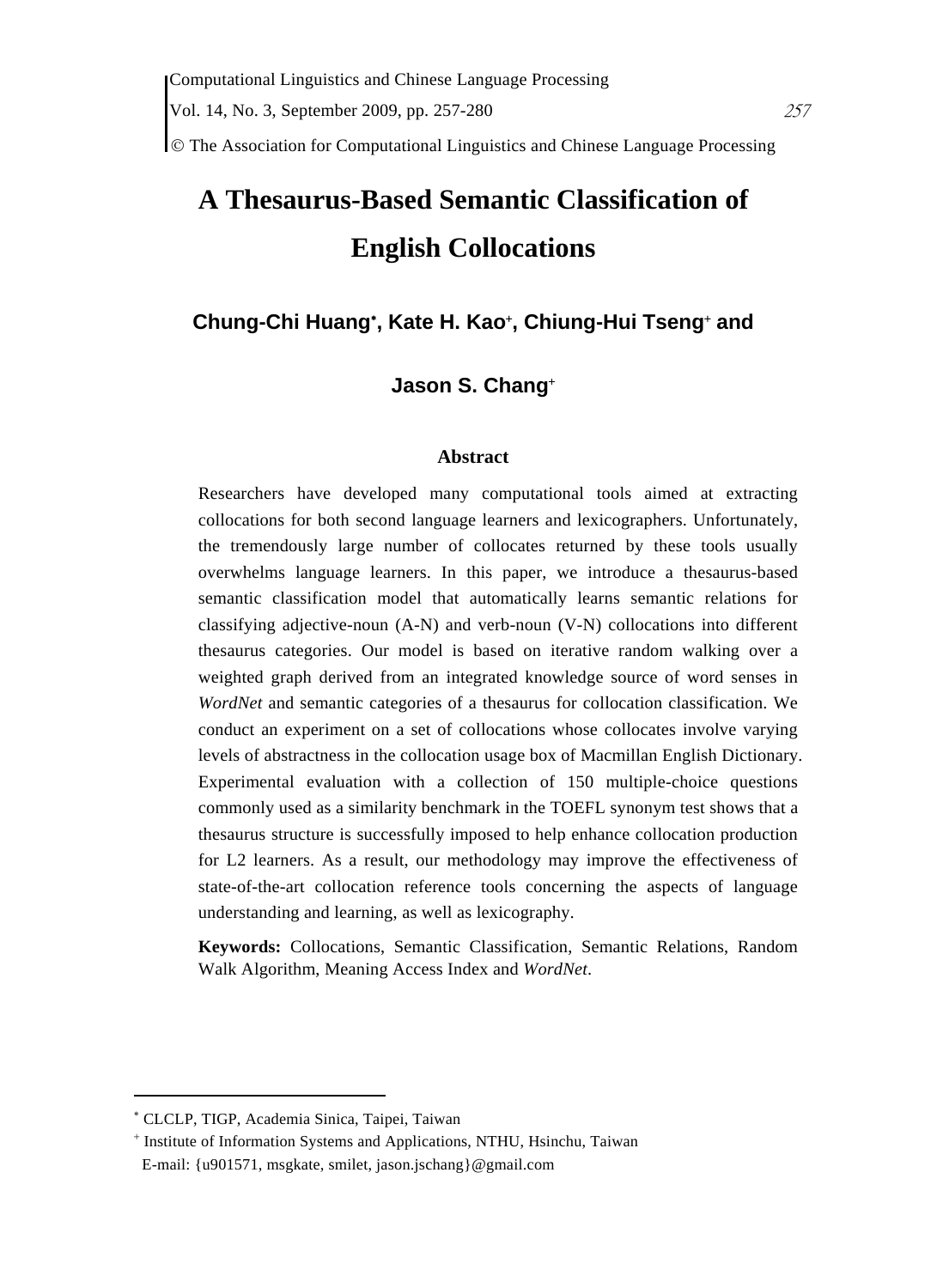# A Thesaurus-Based Semantic Classification of English Collocations

**Chung-Chi Huang[*], Kate H. Kao[+], Chiung-Hui Tseng[+] and Jason S. Chang[+]**

## Abstract

Researchers have developed many computational tools aimed at extracting collocations for both second language learners and lexicographers. Unfortunately, the tremendously large number of collocates returned by these tools usually overwhelms language learners. In this paper, we introduce a thesaurus-based semantic classification model that automatically learns semantic relations for classifying adjective-noun (A-N) and verb-noun (V-N) collocations into different thesaurus categories. Our model is based on iterative random walking over a weighted graph derived from an integrated knowledge source of word senses in *WordNet* and semantic categories of a thesaurus for collocation classification. We conduct an experiment on a set of collocations whose collocates involve varying levels of abstractness in the collocation usage box of Macmillan English Dictionary. Experimental evaluation with a collection of 150 multiple-choice questions commonly used as a similarity benchmark in the TOEFL synonym test shows that a thesaurus structure is successfully imposed to help enhance collocation production for L2 learners. As a result, our methodology may improve the effectiveness of state-of-the-art collocation reference tools concerning the aspects of language understanding and learning, as well as lexicography.

**Keywords:** Collocations, Semantic Classification, Semantic Relations, Random Walk Algorithm, Meaning Access Index and *WordNet*.

---

[*] CLCLP, TIGP, Academia Sinica, Taipei, Taiwan

[+] Institute of Information Systems and Applications, NTHU, Hsinchu, Taiwan
E-mail: {u901571, msgkate, smilet, jason.jschang}@gmail.com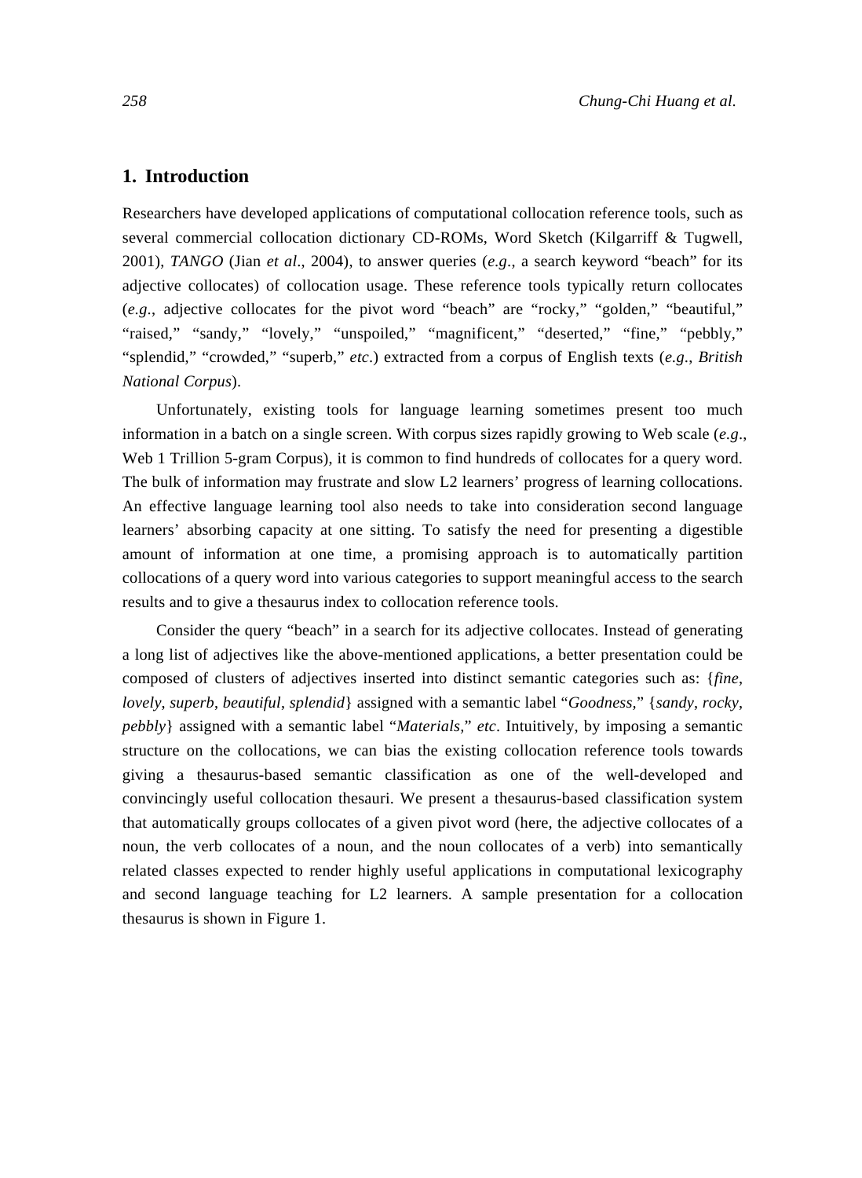## 1. Introduction

Researchers have developed applications of computational collocation reference tools, such as several commercial collocation dictionary CD-ROMs, Word Sketch (Kilgarriff & Tugwell, 2001), *TANGO* (Jian *et al*., 2004), to answer queries (*e.g*., a search keyword "beach" for its adjective collocates) of collocation usage. These reference tools typically return collocates (*e.g*., adjective collocates for the pivot word "beach" are "rocky," "golden," "beautiful," "raised," "sandy," "lovely," "unspoiled," "magnificent," "deserted," "fine," "pebbly," "splendid," "crowded," "superb," *etc*.) extracted from a corpus of English texts (*e.g*., *British National Corpus*).

Unfortunately, existing tools for language learning sometimes present too much information in a batch on a single screen. With corpus sizes rapidly growing to Web scale (*e.g*., Web 1 Trillion 5-gram Corpus), it is common to find hundreds of collocates for a query word. The bulk of information may frustrate and slow L2 learners' progress of learning collocations. An effective language learning tool also needs to take into consideration second language learners' absorbing capacity at one sitting. To satisfy the need for presenting a digestible amount of information at one time, a promising approach is to automatically partition collocations of a query word into various categories to support meaningful access to the search results and to give a thesaurus index to collocation reference tools.

Consider the query "beach" in a search for its adjective collocates. Instead of generating a long list of adjectives like the above-mentioned applications, a better presentation could be composed of clusters of adjectives inserted into distinct semantic categories such as: {*fine*, *lovely*, *superb*, *beautiful*, *splendid*} assigned with a semantic label "*Goodness,*" {*sandy*, *rocky*, *pebbly*} assigned with a semantic label "*Materials,*" *etc*. Intuitively, by imposing a semantic structure on the collocations, we can bias the existing collocation reference tools towards giving a thesaurus-based semantic classification as one of the well-developed and convincingly useful collocation thesauri. We present a thesaurus-based classification system that automatically groups collocates of a given pivot word (here, the adjective collocates of a noun, the verb collocates of a noun, and the noun collocates of a verb) into semantically related classes expected to render highly useful applications in computational lexicography and second language teaching for L2 learners. A sample presentation for a collocation thesaurus is shown in Figure 1.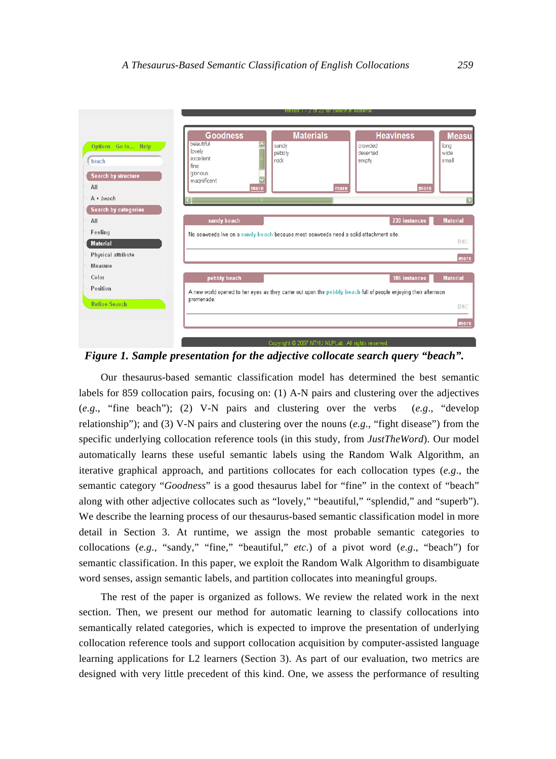**Figure 1. Sample presentation for the adjective collocate search query "beach".**

Our thesaurus-based semantic classification model has determined the best semantic labels for 859 collocation pairs, focusing on: (1) A-N pairs and clustering over the adjectives (*e.g.*, "fine beach"); (2) V-N pairs and clustering over the verbs (*e.g.*, "develop relationship"); and (3) V-N pairs and clustering over the nouns (*e.g.*, "fight disease") from the specific underlying collocation reference tools (in this study, from *JustTheWord*). Our model automatically learns these useful semantic labels using the Random Walk Algorithm, an iterative graphical approach, and partitions collocates for each collocation types (*e.g.*, the semantic category "*Goodness*" is a good thesaurus label for "fine" in the context of "beach" along with other adjective collocates such as "lovely," "beautiful," "splendid," and "superb"). We describe the learning process of our thesaurus-based semantic classification model in more detail in Section 3. At runtime, we assign the most probable semantic categories to collocations (*e.g.*, "sandy," "fine," "beautiful," *etc.*) of a pivot word (*e.g.*, "beach") for semantic classification. In this paper, we exploit the Random Walk Algorithm to disambiguate word senses, assign semantic labels, and partition collocates into meaningful groups.

The rest of the paper is organized as follows. We review the related work in the next section. Then, we present our method for automatic learning to classify collocations into semantically related categories, which is expected to improve the presentation of underlying collocation reference tools and support collocation acquisition by computer-assisted language learning applications for L2 learners (Section 3). As part of our evaluation, two metrics are designed with very little precedent of this kind. One, we assess the performance of resulting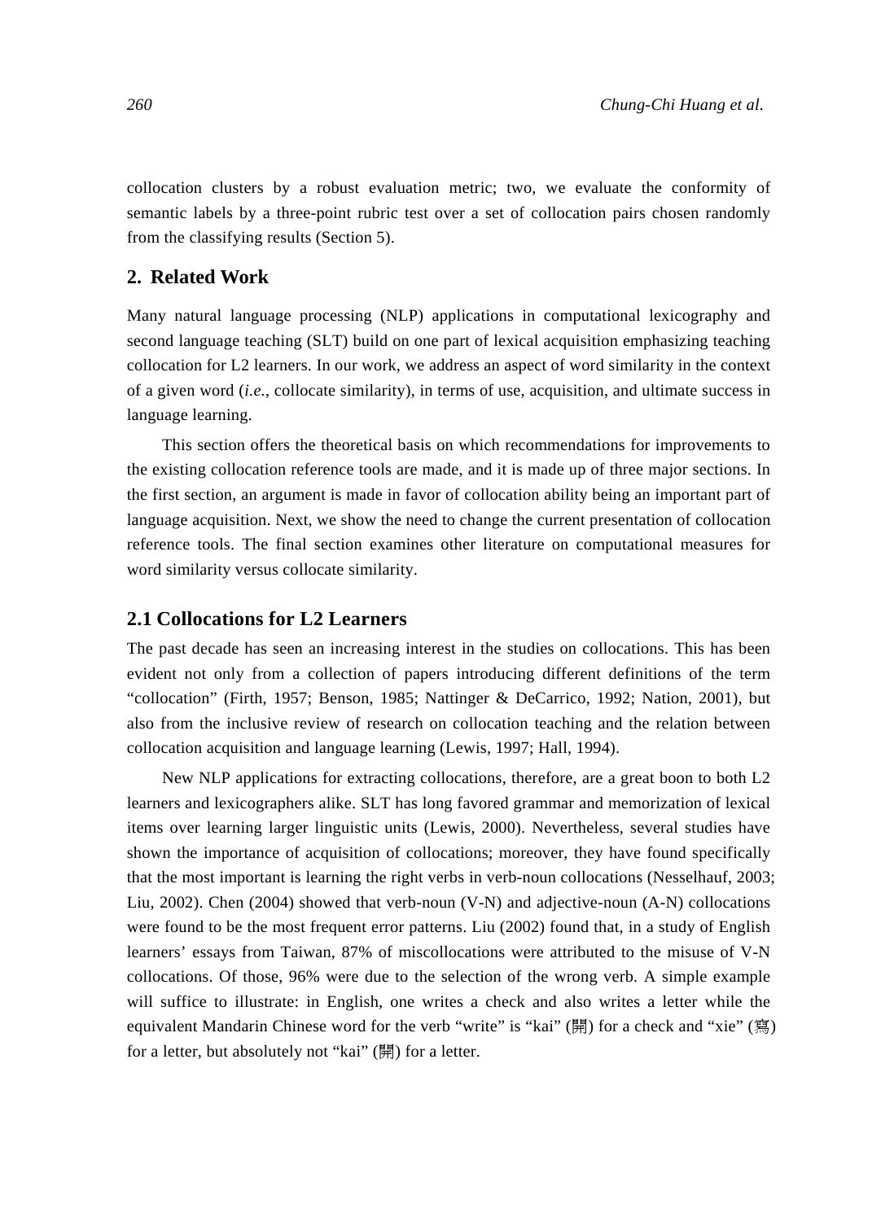collocation clusters by a robust evaluation metric; two, we evaluate the conformity of semantic labels by a three-point rubric test over a set of collocation pairs chosen randomly from the classifying results (Section 5).

## 2. Related Work

Many natural language processing (NLP) applications in computational lexicography and second language teaching (SLT) build on one part of lexical acquisition emphasizing teaching collocation for L2 learners. In our work, we address an aspect of word similarity in the context of a given word (*i.e.*, collocate similarity), in terms of use, acquisition, and ultimate success in language learning.

This section offers the theoretical basis on which recommendations for improvements to the existing collocation reference tools are made, and it is made up of three major sections. In the first section, an argument is made in favor of collocation ability being an important part of language acquisition. Next, we show the need to change the current presentation of collocation reference tools. The final section examines other literature on computational measures for word similarity versus collocate similarity.

### 2.1 Collocations for L2 Learners

The past decade has seen an increasing interest in the studies on collocations. This has been evident not only from a collection of papers introducing different definitions of the term "collocation" (Firth, 1957; Benson, 1985; Nattinger & DeCarrico, 1992; Nation, 2001), but also from the inclusive review of research on collocation teaching and the relation between collocation acquisition and language learning (Lewis, 1997; Hall, 1994).

New NLP applications for extracting collocations, therefore, are a great boon to both L2 learners and lexicographers alike. SLT has long favored grammar and memorization of lexical items over learning larger linguistic units (Lewis, 2000). Nevertheless, several studies have shown the importance of acquisition of collocations; moreover, they have found specifically that the most important is learning the right verbs in verb-noun collocations (Nesselhauf, 2003; Liu, 2002). Chen (2004) showed that verb-noun (V-N) and adjective-noun (A-N) collocations were found to be the most frequent error patterns. Liu (2002) found that, in a study of English learners' essays from Taiwan, 87% of miscollocations were attributed to the misuse of V-N collocations. Of those, 96% were due to the selection of the wrong verb. A simple example will suffice to illustrate: in English, one writes a check and also writes a letter while the equivalent Mandarin Chinese word for the verb "write" is "kai" (開) for a check and "xie" (寫) for a letter, but absolutely not "kai" (開) for a letter.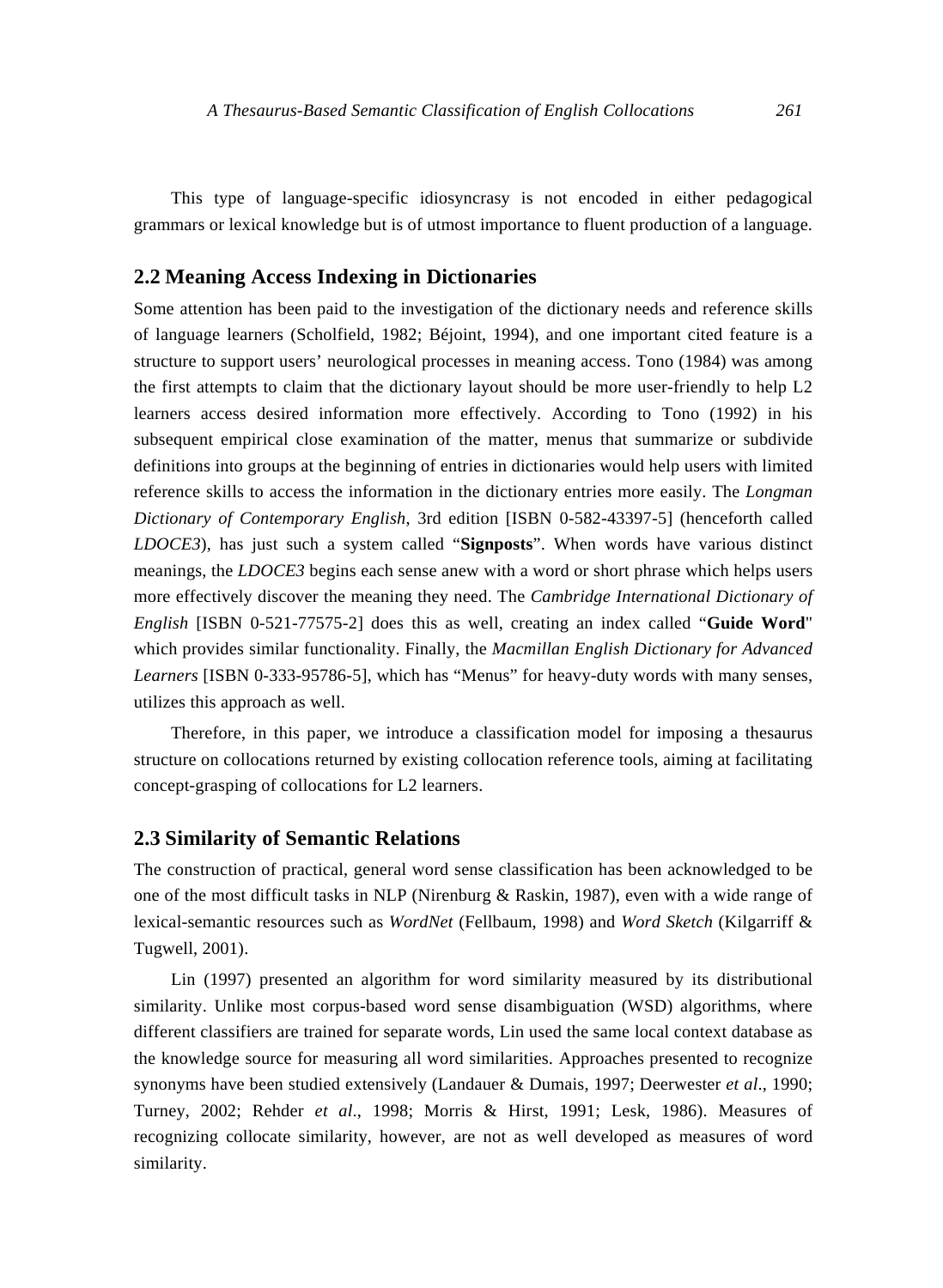This type of language-specific idiosyncrasy is not encoded in either pedagogical grammars or lexical knowledge but is of utmost importance to fluent production of a language.

## 2.2 Meaning Access Indexing in Dictionaries

Some attention has been paid to the investigation of the dictionary needs and reference skills of language learners (Scholfield, 1982; Béjoint, 1994), and one important cited feature is a structure to support users' neurological processes in meaning access. Tono (1984) was among the first attempts to claim that the dictionary layout should be more user-friendly to help L2 learners access desired information more effectively. According to Tono (1992) in his subsequent empirical close examination of the matter, menus that summarize or subdivide definitions into groups at the beginning of entries in dictionaries would help users with limited reference skills to access the information in the dictionary entries more easily. The *Longman Dictionary of Contemporary English*, 3rd edition [ISBN 0-582-43397-5] (henceforth called *LDOCE3*), has just such a system called "**Signposts**". When words have various distinct meanings, the *LDOCE3* begins each sense anew with a word or short phrase which helps users more effectively discover the meaning they need. The *Cambridge International Dictionary of English* [ISBN 0-521-77575-2] does this as well, creating an index called "**Guide Word**" which provides similar functionality. Finally, the *Macmillan English Dictionary for Advanced Learners* [ISBN 0-333-95786-5], which has "Menus" for heavy-duty words with many senses, utilizes this approach as well.

Therefore, in this paper, we introduce a classification model for imposing a thesaurus structure on collocations returned by existing collocation reference tools, aiming at facilitating concept-grasping of collocations for L2 learners.

## 2.3 Similarity of Semantic Relations

The construction of practical, general word sense classification has been acknowledged to be one of the most difficult tasks in NLP (Nirenburg & Raskin, 1987), even with a wide range of lexical-semantic resources such as *WordNet* (Fellbaum, 1998) and *Word Sketch* (Kilgarriff & Tugwell, 2001).

Lin (1997) presented an algorithm for word similarity measured by its distributional similarity. Unlike most corpus-based word sense disambiguation (WSD) algorithms, where different classifiers are trained for separate words, Lin used the same local context database as the knowledge source for measuring all word similarities. Approaches presented to recognize synonyms have been studied extensively (Landauer & Dumais, 1997; Deerwester *et al*., 1990; Turney, 2002; Rehder *et al*., 1998; Morris & Hirst, 1991; Lesk, 1986). Measures of recognizing collocate similarity, however, are not as well developed as measures of word similarity.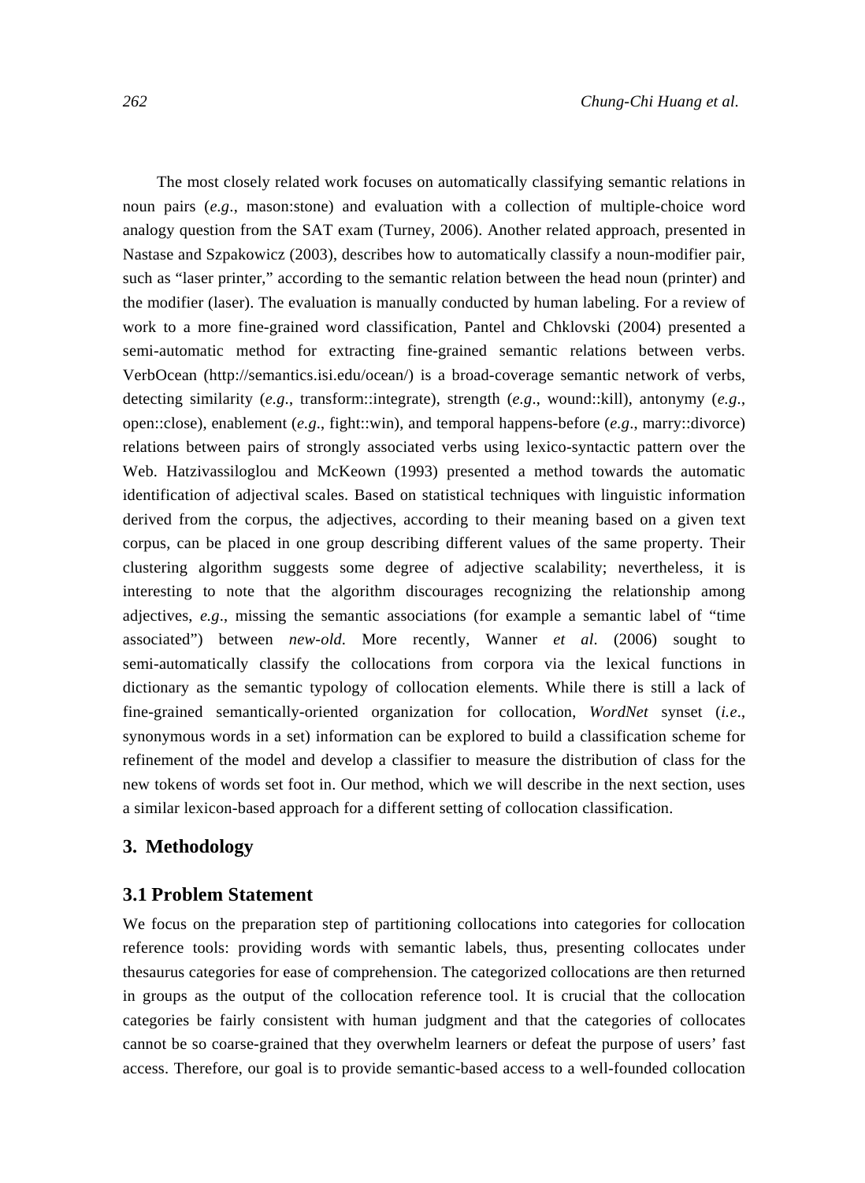The most closely related work focuses on automatically classifying semantic relations in noun pairs (*e.g*., mason:stone) and evaluation with a collection of multiple-choice word analogy question from the SAT exam (Turney, 2006). Another related approach, presented in Nastase and Szpakowicz (2003), describes how to automatically classify a noun-modifier pair, such as "laser printer," according to the semantic relation between the head noun (printer) and the modifier (laser). The evaluation is manually conducted by human labeling. For a review of work to a more fine-grained word classification, Pantel and Chklovski (2004) presented a semi-automatic method for extracting fine-grained semantic relations between verbs. VerbOcean (http://semantics.isi.edu/ocean/) is a broad-coverage semantic network of verbs, detecting similarity (*e.g*., transform::integrate), strength (*e.g*., wound::kill), antonymy (*e.g*., open::close), enablement (*e.g*., fight::win), and temporal happens-before (*e.g*., marry::divorce) relations between pairs of strongly associated verbs using lexico-syntactic pattern over the Web. Hatzivassiloglou and McKeown (1993) presented a method towards the automatic identification of adjectival scales. Based on statistical techniques with linguistic information derived from the corpus, the adjectives, according to their meaning based on a given text corpus, can be placed in one group describing different values of the same property. Their clustering algorithm suggests some degree of adjective scalability; nevertheless, it is interesting to note that the algorithm discourages recognizing the relationship among adjectives, *e.g*., missing the semantic associations (for example a semantic label of "time associated") between *new-old*. More recently, Wanner *et al*. (2006) sought to semi-automatically classify the collocations from corpora via the lexical functions in dictionary as the semantic typology of collocation elements. While there is still a lack of fine-grained semantically-oriented organization for collocation, *WordNet* synset (*i.e*., synonymous words in a set) information can be explored to build a classification scheme for refinement of the model and develop a classifier to measure the distribution of class for the new tokens of words set foot in. Our method, which we will describe in the next section, uses a similar lexicon-based approach for a different setting of collocation classification.

## 3. Methodology

### 3.1 Problem Statement

We focus on the preparation step of partitioning collocations into categories for collocation reference tools: providing words with semantic labels, thus, presenting collocates under thesaurus categories for ease of comprehension. The categorized collocations are then returned in groups as the output of the collocation reference tool. It is crucial that the collocation categories be fairly consistent with human judgment and that the categories of collocates cannot be so coarse-grained that they overwhelm learners or defeat the purpose of users' fast access. Therefore, our goal is to provide semantic-based access to a well-founded collocation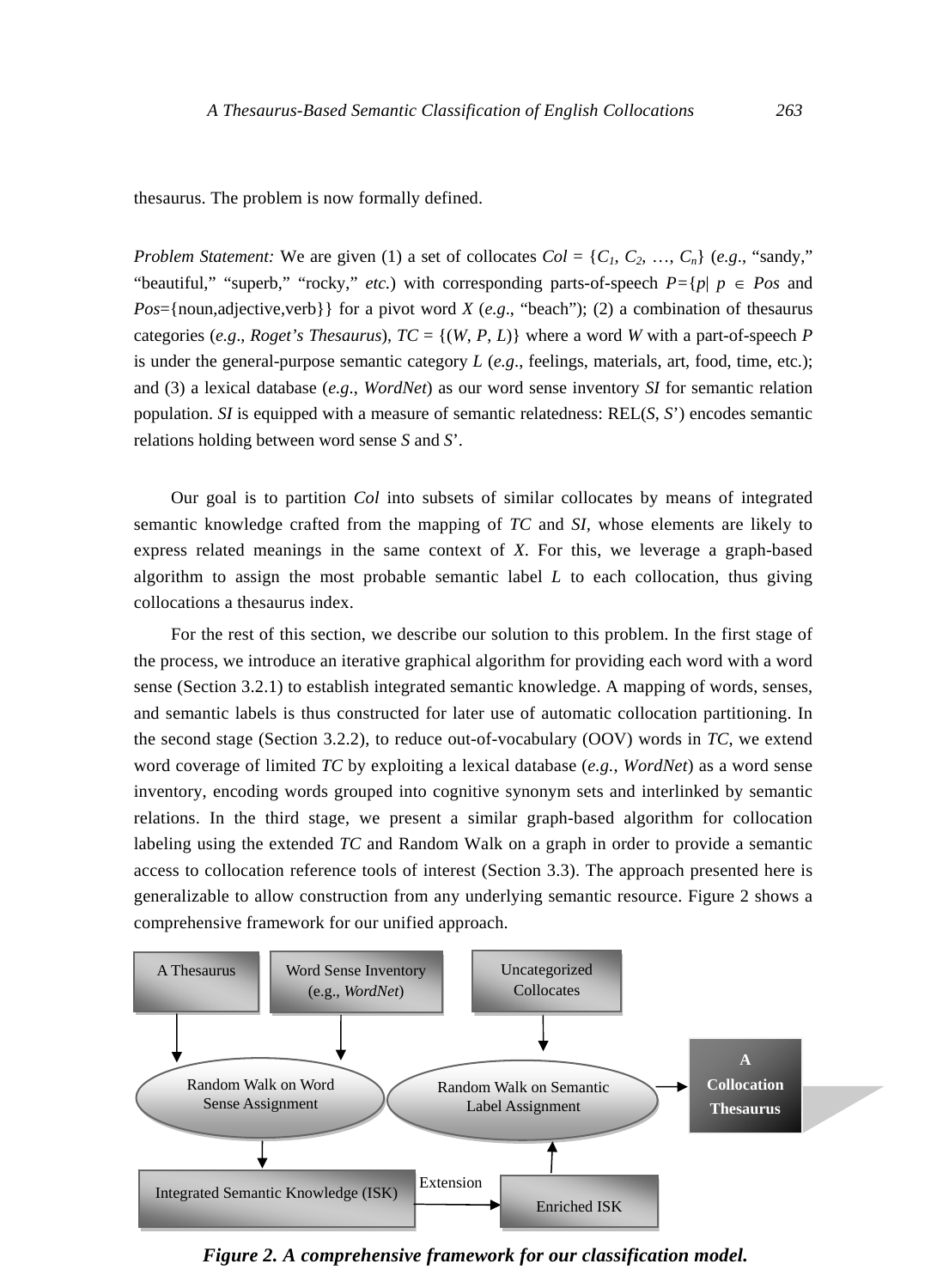thesaurus. The problem is now formally defined.

*Problem Statement:* We are given (1) a set of collocates $Col = \{C_1, C_2, \ldots, C_n\}$ (*e.g*., "sandy," "beautiful," "superb," "rocky," *etc.*) with corresponding parts-of-speech $P=\{p | p \in Pos$ and $Pos=\{\text{noun,adjective,verb}\}\}$ for a pivot word $X$ (*e.g*., "beach"); (2) a combination of thesaurus categories (*e.g*., *Roget's Thesaurus*), $TC = \{(W, P, L)\}$ where a word $W$ with a part-of-speech $P$ is under the general-purpose semantic category $L$ (*e.g*., feelings, materials, art, food, time, etc.); and (3) a lexical database (*e.g*., *WordNet*) as our word sense inventory *SI* for semantic relation population. *SI* is equipped with a measure of semantic relatedness: REL($S$, $S'$) encodes semantic relations holding between word sense $S$ and $S'$.

Our goal is to partition *Col* into subsets of similar collocates by means of integrated semantic knowledge crafted from the mapping of *TC* and *SI*, whose elements are likely to express related meanings in the same context of *X*. For this, we leverage a graph-based algorithm to assign the most probable semantic label *L* to each collocation, thus giving collocations a thesaurus index.

For the rest of this section, we describe our solution to this problem. In the first stage of the process, we introduce an iterative graphical algorithm for providing each word with a word sense (Section 3.2.1) to establish integrated semantic knowledge. A mapping of words, senses, and semantic labels is thus constructed for later use of automatic collocation partitioning. In the second stage (Section 3.2.2), to reduce out-of-vocabulary (OOV) words in *TC*, we extend word coverage of limited *TC* by exploiting a lexical database (*e.g.*, *WordNet*) as a word sense inventory, encoding words grouped into cognitive synonym sets and interlinked by semantic relations. In the third stage, we present a similar graph-based algorithm for collocation labeling using the extended *TC* and Random Walk on a graph in order to provide a semantic access to collocation reference tools of interest (Section 3.3). The approach presented here is generalizable to allow construction from any underlying semantic resource. Figure 2 shows a comprehensive framework for our unified approach.

A Thesaurus | Word Sense Inventory (e.g., *WordNet*) | Uncategorized Collocates

Random Walk on Word Sense Assignment | Random Walk on Semantic Label Assignment | A Collocation Thesaurus

Integrated Semantic Knowledge (ISK) | Extension | Enriched ISK

***Figure 2. A comprehensive framework for our classification model.***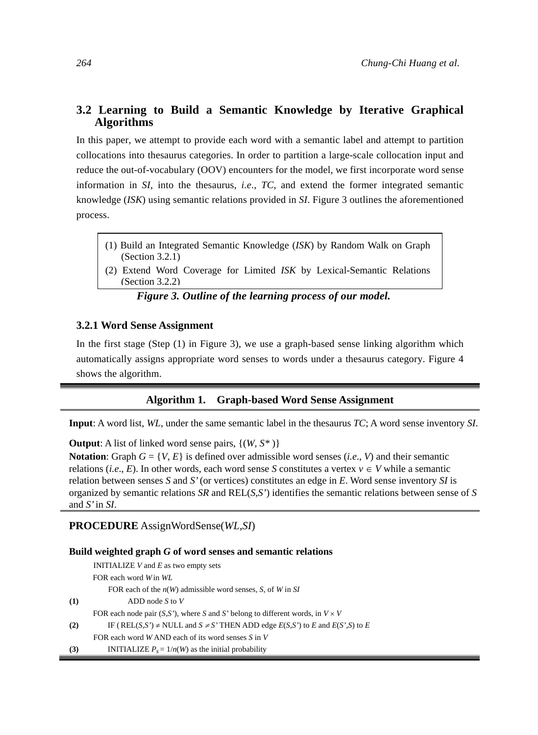## 3.2 Learning to Build a Semantic Knowledge by Iterative Graphical Algorithms

In this paper, we attempt to provide each word with a semantic label and attempt to partition collocations into thesaurus categories. In order to partition a large-scale collocation input and reduce the out-of-vocabulary (OOV) encounters for the model, we first incorporate word sense information in *SI*, into the thesaurus, *i.e*., *TC*, and extend the former integrated semantic knowledge (*ISK*) using semantic relations provided in *SI*. Figure 3 outlines the aforementioned process.

(1) Build an Integrated Semantic Knowledge (*ISK*) by Random Walk on Graph (Section 3.2.1)
(2) Extend Word Coverage for Limited *ISK* by Lexical-Semantic Relations (Section 3.2.2)

***Figure 3. Outline of the learning process of our model.***

### 3.2.1 Word Sense Assignment

In the first stage (Step (1) in Figure 3), we use a graph-based sense linking algorithm which automatically assigns appropriate word senses to words under a thesaurus category. Figure 4 shows the algorithm.

**Algorithm 1. Graph-based Word Sense Assignment**

**Input**: A word list, *WL*, under the same semantic label in the thesaurus *TC*; A word sense inventory *SI*.

**Output**: A list of linked word sense pairs, $\{(W, S^*)\}$

**Notation**: Graph $G = \{V, E\}$ is defined over admissible word senses (*i.e*., *V*) and their semantic relations (*i.e*., *E*). In other words, each word sense *S* constitutes a vertex $v \in V$ while a semantic relation between senses *S* and *S'* (or vertices) constitutes an edge in *E*. Word sense inventory *SI* is organized by semantic relations *SR* and REL(*S*,*S'*) identifies the semantic relations between sense of *S* and *S'* in *SI*.

**PROCEDURE** AssignWordSense(*WL*,*SI*)

**Build weighted graph *G* of word senses and semantic relations**

```
      INITIALIZE V and E as two empty sets
      FOR each word W in WL
          FOR each of the n(W) admissible word senses, S, of W in SI
(1)           ADD node S to V
      FOR each node pair (S,S'), where S and S' belong to different words, in V × V
(2)       IF ( REL(S,S') ≠ NULL and S ≠ S' THEN ADD edge E(S,S') to E and E(S',S) to E
      FOR each word W AND each of its word senses S in V
(3)       INITIALIZE P_S = 1/n(W) as the initial probability
```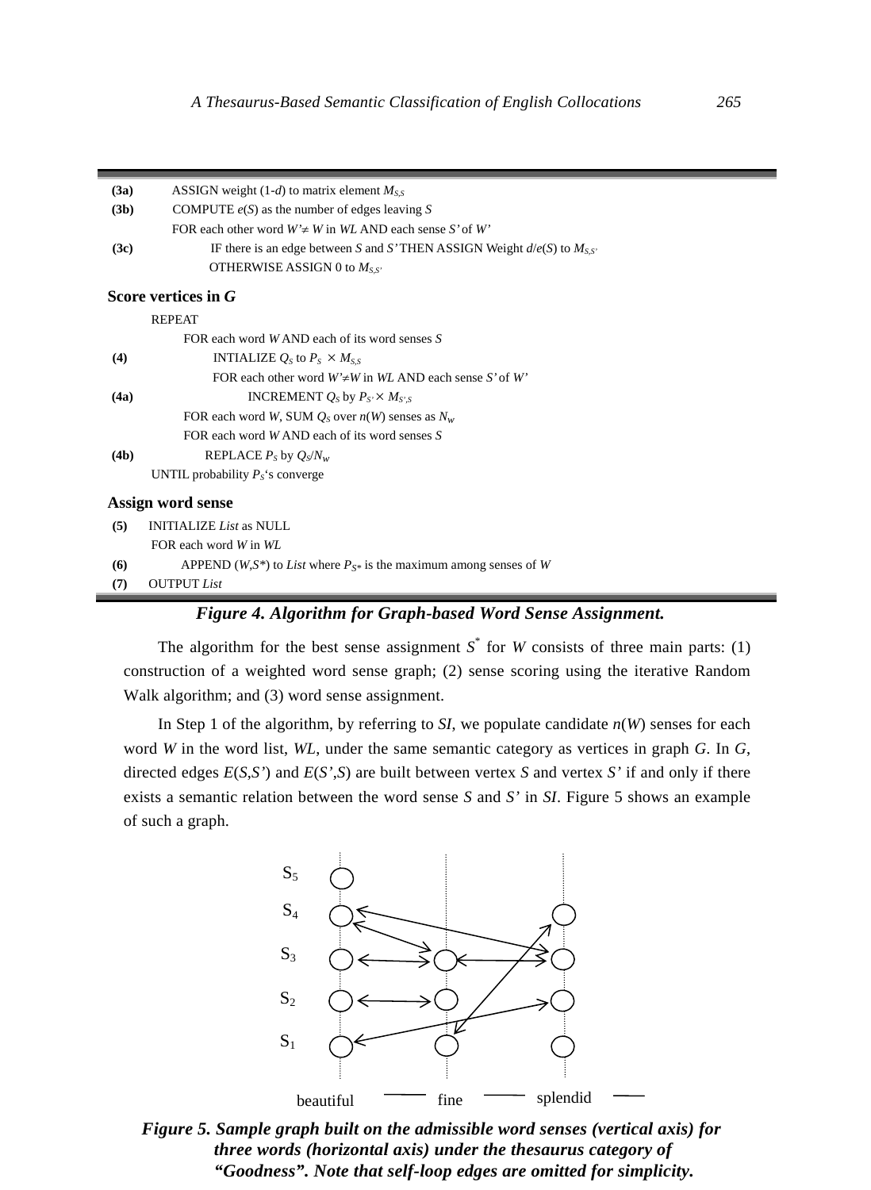```
(3a)        ASSIGN weight (1-d) to matrix element M_{S,S}
(3b)        COMPUTE e(S) as the number of edges leaving S
            FOR each other word W'≠ W in WL AND each sense S' of W'
(3c)            IF there is an edge between S and S' THEN ASSIGN Weight d/e(S) to M_{S,S'}
                OTHERWISE ASSIGN 0 to M_{S,S'}

Score vertices in G
        REPEAT
            FOR each word W AND each of its word senses S
(4)             INTIALIZE Q_S to P_S × M_{S,S}
                FOR each other word W'≠W in WL AND each sense S' of W'
(4a)                INCREMENT Q_S by P_{S'} × M_{S',S}
            FOR each word W, SUM Q_S over n(W) senses as N_W
            FOR each word W AND each of its word senses S
(4b)            REPLACE P_S by Q_S/N_W
        UNTIL probability P_S's converge

Assign word sense
(5)     INITIALIZE List as NULL
        FOR each word W in WL
(6)         APPEND (W,S*) to List where P_{S*} is the maximum among senses of W
(7)     OUTPUT List
```

***Figure 4. Algorithm for Graph-based Word Sense Assignment.***

The algorithm for the best sense assignment $S^*$ for $W$ consists of three main parts: (1) construction of a weighted word sense graph; (2) sense scoring using the iterative Random Walk algorithm; and (3) word sense assignment.

In Step 1 of the algorithm, by referring to *SI*, we populate candidate $n(W)$ senses for each word $W$ in the word list, *WL*, under the same semantic category as vertices in graph $G$. In $G$, directed edges $E(S,S')$ and $E(S',S)$ are built between vertex $S$ and vertex $S'$ if and only if there exists a semantic relation between the word sense $S$ and $S'$ in *SI*. Figure 5 shows an example of such a graph.

***Figure 5. Sample graph built on the admissible word senses (vertical axis) for three words (horizontal axis) under the thesaurus category of "Goodness". Note that self-loop edges are omitted for simplicity.***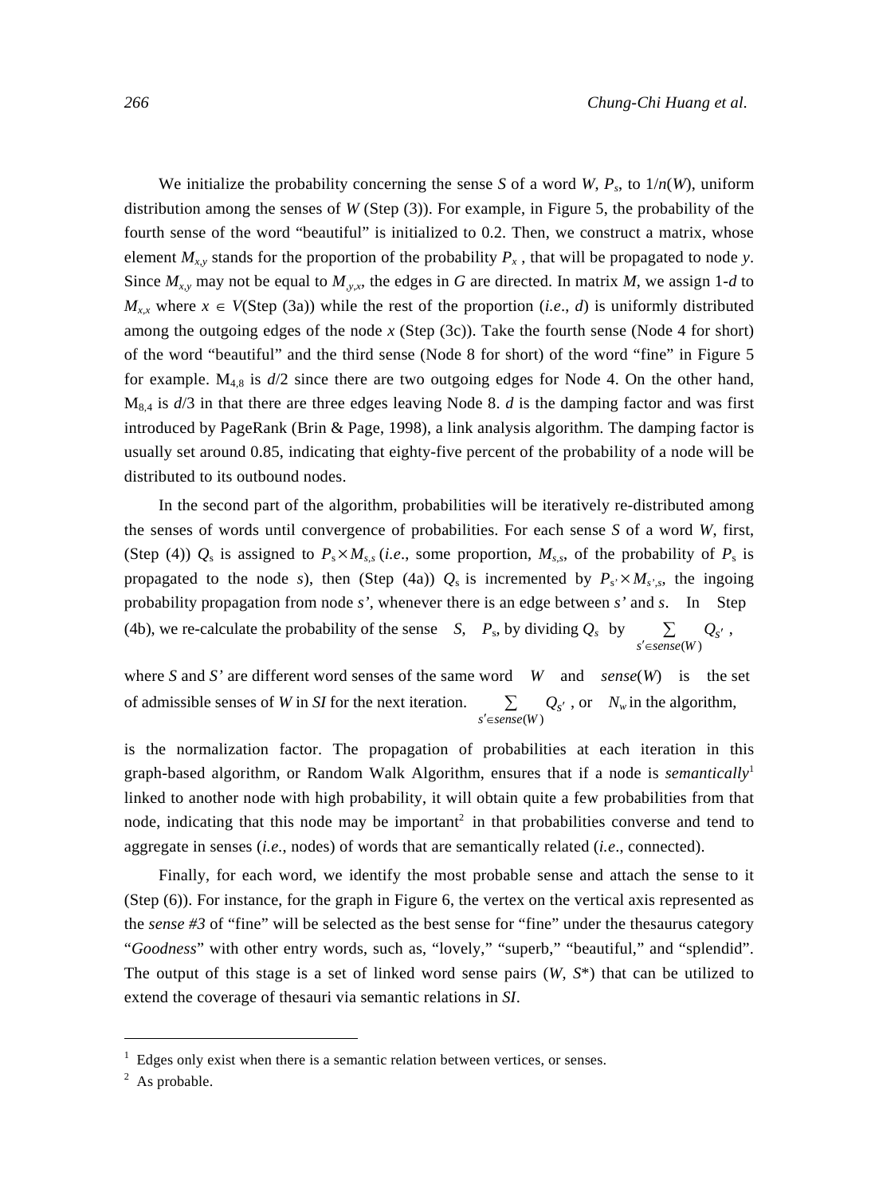We initialize the probability concerning the sense $S$ of a word $W$, $P_s$, to $1/n(W)$, uniform distribution among the senses of $W$ (Step (3)). For example, in Figure 5, the probability of the fourth sense of the word "beautiful" is initialized to 0.2. Then, we construct a matrix, whose element $M_{x,y}$ stands for the proportion of the probability $P_x$ , that will be propagated to node $y$. Since $M_{x,y}$ may not be equal to $M_{y,x}$, the edges in $G$ are directed. In matrix $M$, we assign $1$-$d$ to $M_{x,x}$ where $x \in V$(Step (3a)) while the rest of the proportion (*i.e*., $d$) is uniformly distributed among the outgoing edges of the node $x$ (Step (3c)). Take the fourth sense (Node 4 for short) of the word "beautiful" and the third sense (Node 8 for short) of the word "fine" in Figure 5 for example. $M_{4,8}$ is $d/2$ since there are two outgoing edges for Node 4. On the other hand, $M_{8,4}$ is $d/3$ in that there are three edges leaving Node 8. $d$ is the damping factor and was first introduced by PageRank (Brin & Page, 1998), a link analysis algorithm. The damping factor is usually set around 0.85, indicating that eighty-five percent of the probability of a node will be distributed to its outbound nodes.

In the second part of the algorithm, probabilities will be iteratively re-distributed among the senses of words until convergence of probabilities. For each sense $S$ of a word $W$, first, (Step (4)) $Q_s$ is assigned to $P_s \times M_{s,s}$ (*i.e*., some proportion, $M_{s,s}$, of the probability of $P_s$ is propagated to the node $s$), then (Step (4a)) $Q_s$ is incremented by $P_{s'} \times M_{s',s}$, the ingoing probability propagation from node $s'$, whenever there is an edge between $s'$ and $s$. In Step (4b), we re-calculate the probability of the sense $S$, $P_s$, by dividing $Q_s$ by $\sum_{s' \in sense(W)} Q_{S'}$ , where $S$ and $S'$ are different word senses of the same word $W$ and $sense(W)$ is the set of admissible senses of $W$ in *SI* for the next iteration. $\sum_{s' \in sense(W)} Q_{S'}$ , or $N_w$ in the algorithm, is the normalization factor. The propagation of probabilities at each iteration in this graph-based algorithm, or Random Walk Algorithm, ensures that if a node is *semantically*[1] linked to another node with high probability, it will obtain quite a few probabilities from that node, indicating that this node may be important[2] in that probabilities converse and tend to aggregate in senses (*i.e.*, nodes) of words that are semantically related (*i.e*., connected).

Finally, for each word, we identify the most probable sense and attach the sense to it (Step (6)). For instance, for the graph in Figure 6, the vertex on the vertical axis represented as the *sense #3* of "fine" will be selected as the best sense for "fine" under the thesaurus category "*Goodness*" with other entry words, such as, "lovely," "superb," "beautiful," and "splendid". The output of this stage is a set of linked word sense pairs ($W$, $S^*$) that can be utilized to extend the coverage of thesauri via semantic relations in *SI*.

---

[1] Edges only exist when there is a semantic relation between vertices, or senses.

[2] As probable.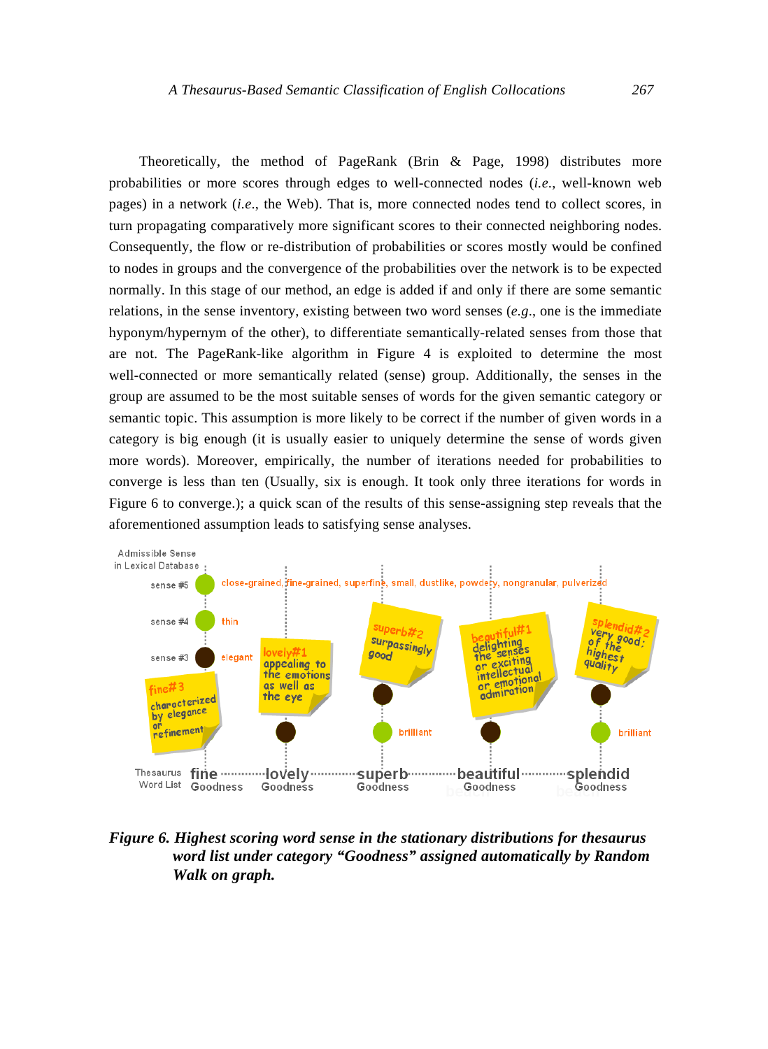Theoretically, the method of PageRank (Brin & Page, 1998) distributes more probabilities or more scores through edges to well-connected nodes (*i.e*., well-known web pages) in a network (*i.e*., the Web). That is, more connected nodes tend to collect scores, in turn propagating comparatively more significant scores to their connected neighboring nodes. Consequently, the flow or re-distribution of probabilities or scores mostly would be confined to nodes in groups and the convergence of the probabilities over the network is to be expected normally. In this stage of our method, an edge is added if and only if there are some semantic relations, in the sense inventory, existing between two word senses (*e.g*., one is the immediate hyponym/hypernym of the other), to differentiate semantically-related senses from those that are not. The PageRank-like algorithm in Figure 4 is exploited to determine the most well-connected or more semantically related (sense) group. Additionally, the senses in the group are assumed to be the most suitable senses of words for the given semantic category or semantic topic. This assumption is more likely to be correct if the number of given words in a category is big enough (it is usually easier to uniquely determine the sense of words given more words). Moreover, empirically, the number of iterations needed for probabilities to converge is less than ten (Usually, six is enough. It took only three iterations for words in Figure 6 to converge.); a quick scan of the results of this sense-assigning step reveals that the aforementioned assumption leads to satisfying sense analyses.

**Figure 6. Highest scoring word sense in the stationary distributions for thesaurus word list under category "Goodness" assigned automatically by Random Walk on graph.**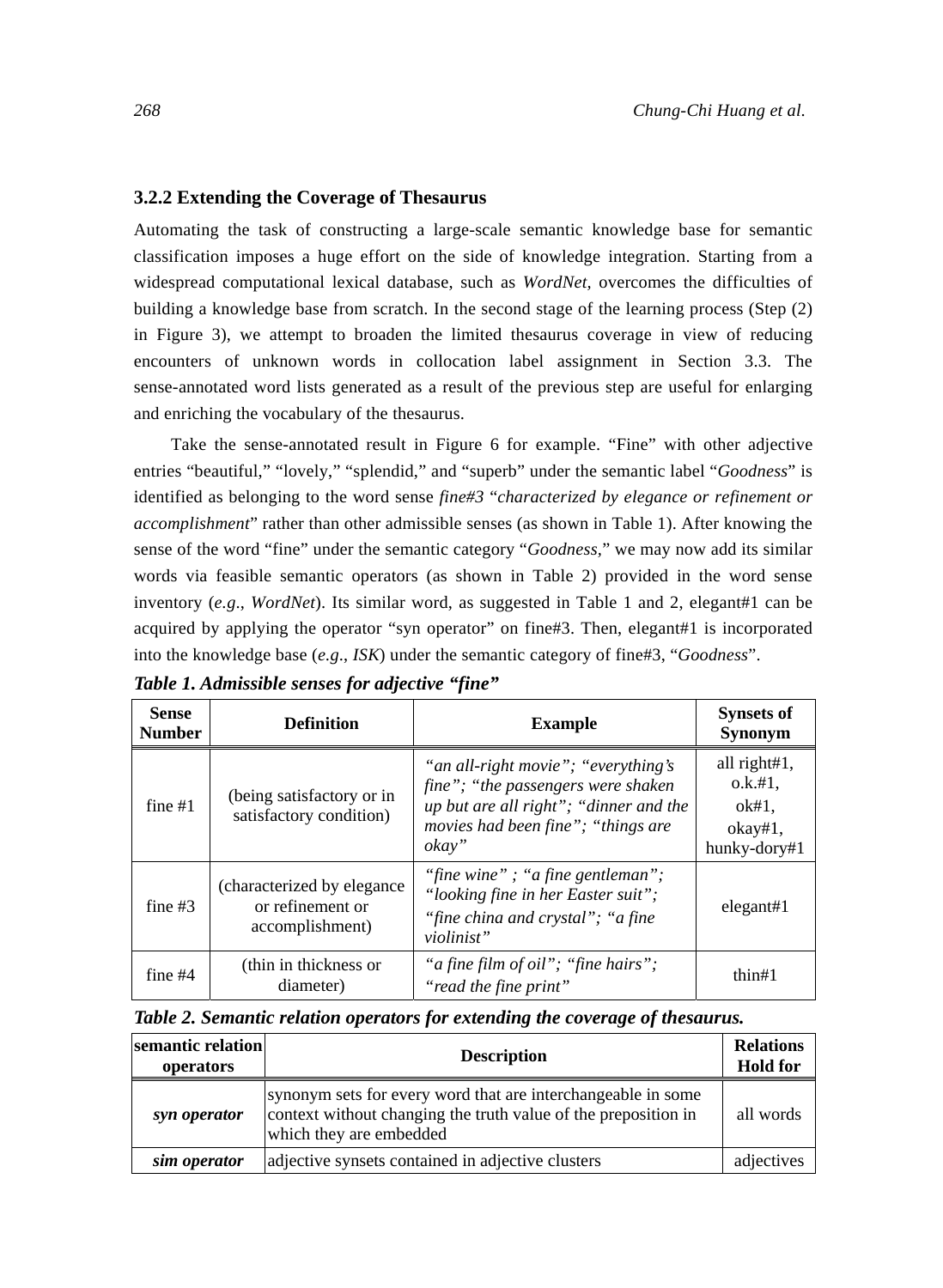### 3.2.2 Extending the Coverage of Thesaurus

Automating the task of constructing a large-scale semantic knowledge base for semantic classification imposes a huge effort on the side of knowledge integration. Starting from a widespread computational lexical database, such as *WordNet*, overcomes the difficulties of building a knowledge base from scratch. In the second stage of the learning process (Step (2) in Figure 3), we attempt to broaden the limited thesaurus coverage in view of reducing encounters of unknown words in collocation label assignment in Section 3.3. The sense-annotated word lists generated as a result of the previous step are useful for enlarging and enriching the vocabulary of the thesaurus.

Take the sense-annotated result in Figure 6 for example. “Fine” with other adjective entries “beautiful,” “lovely,” “splendid,” and “superb” under the semantic label “*Goodness*” is identified as belonging to the word sense *fine#3* “*characterized by elegance or refinement or accomplishment*” rather than other admissible senses (as shown in Table 1). After knowing the sense of the word “fine” under the semantic category “*Goodness*,” we may now add its similar words via feasible semantic operators (as shown in Table 2) provided in the word sense inventory (*e.g*., *WordNet*). Its similar word, as suggested in Table 1 and 2, elegant#1 can be acquired by applying the operator “syn operator” on fine#3. Then, elegant#1 is incorporated into the knowledge base (*e.g*., *ISK*) under the semantic category of fine#3, “*Goodness*”.

***Table 1. Admissible senses for adjective “fine”***

| Sense Number | Definition | Example | Synsets of Synonym |
|---|---|---|---|
| fine #1 | (being satisfactory or in satisfactory condition) | *“an all-right movie”; “everything’s fine”; “the passengers were shaken up but are all right”; “dinner and the movies had been fine”; “things are okay”* | all right#1, o.k.#1, ok#1, okay#1, hunky-dory#1 |
| fine #3 | (characterized by elegance or refinement or accomplishment) | *“fine wine” ; “a fine gentleman”; “looking fine in her Easter suit”; “fine china and crystal”; “a fine violinist”* | elegant#1 |
| fine #4 | (thin in thickness or diameter) | *“a fine film of oil”; “fine hairs”; “read the fine print”* | thin#1 |

***Table 2. Semantic relation operators for extending the coverage of thesaurus.***

| semantic relation operators | Description | Relations Hold for |
|---|---|---|
| ***syn operator*** | synonym sets for every word that are interchangeable in some context without changing the truth value of the preposition in which they are embedded | all words |
| ***sim operator*** | adjective synsets contained in adjective clusters | adjectives |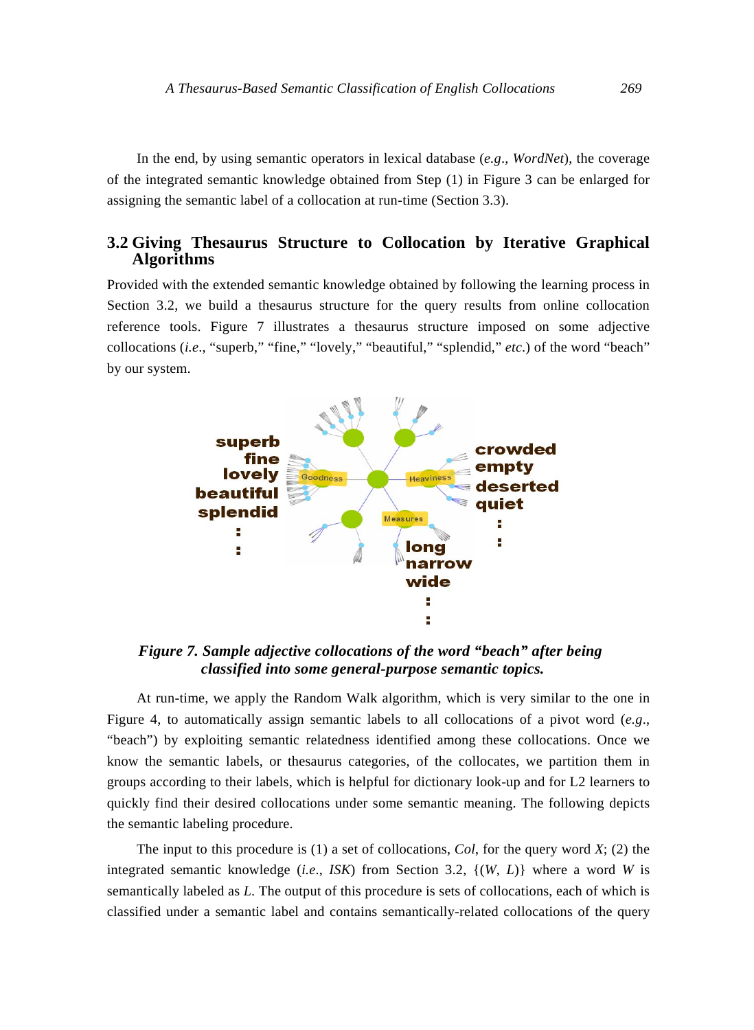In the end, by using semantic operators in lexical database (*e.g.*, *WordNet*), the coverage of the integrated semantic knowledge obtained from Step (1) in Figure 3 can be enlarged for assigning the semantic label of a collocation at run-time (Section 3.3).

## 3.2 Giving Thesaurus Structure to Collocation by Iterative Graphical Algorithms

Provided with the extended semantic knowledge obtained by following the learning process in Section 3.2, we build a thesaurus structure for the query results from online collocation reference tools. Figure 7 illustrates a thesaurus structure imposed on some adjective collocations (*i.e*., "superb," "fine," "lovely," "beautiful," "splendid," *etc*.) of the word "beach" by our system.

***Figure 7. Sample adjective collocations of the word "beach" after being classified into some general-purpose semantic topics.***

At run-time, we apply the Random Walk algorithm, which is very similar to the one in Figure 4, to automatically assign semantic labels to all collocations of a pivot word (*e.g*., "beach") by exploiting semantic relatedness identified among these collocations. Once we know the semantic labels, or thesaurus categories, of the collocates, we partition them in groups according to their labels, which is helpful for dictionary look-up and for L2 learners to quickly find their desired collocations under some semantic meaning. The following depicts the semantic labeling procedure.

The input to this procedure is (1) a set of collocations, *Col*, for the query word *X*; (2) the integrated semantic knowledge (*i.e*., *ISK*) from Section 3.2, {(*W*, *L*)} where a word *W* is semantically labeled as *L*. The output of this procedure is sets of collocations, each of which is classified under a semantic label and contains semantically-related collocations of the query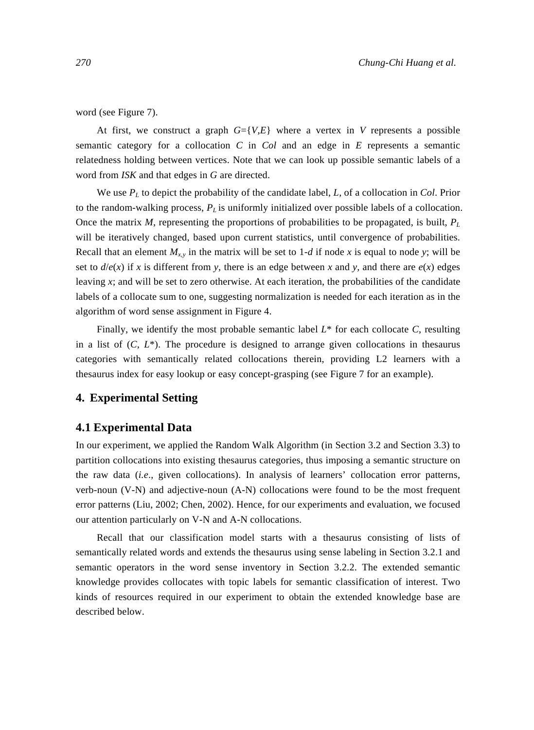word (see Figure 7).

At first, we construct a graph $G=\{V,E\}$ where a vertex in $V$ represents a possible semantic category for a collocation $C$ in *Col* and an edge in $E$ represents a semantic relatedness holding between vertices. Note that we can look up possible semantic labels of a word from *ISK* and that edges in $G$ are directed.

We use $P_L$ to depict the probability of the candidate label, $L$, of a collocation in *Col*. Prior to the random-walking process, $P_L$ is uniformly initialized over possible labels of a collocation. Once the matrix $M$, representing the proportions of probabilities to be propagated, is built, $P_L$ will be iteratively changed, based upon current statistics, until convergence of probabilities. Recall that an element $M_{x,y}$ in the matrix will be set to $1\text{-}d$ if node $x$ is equal to node $y$; will be set to $d/e(x)$ if $x$ is different from $y$, there is an edge between $x$ and $y$, and there are $e(x)$ edges leaving $x$; and will be set to zero otherwise. At each iteration, the probabilities of the candidate labels of a collocate sum to one, suggesting normalization is needed for each iteration as in the algorithm of word sense assignment in Figure 4.

Finally, we identify the most probable semantic label $L^*$ for each collocate $C$, resulting in a list of ($C$, $L^*$). The procedure is designed to arrange given collocations in thesaurus categories with semantically related collocations therein, providing L2 learners with a thesaurus index for easy lookup or easy concept-grasping (see Figure 7 for an example).

## 4. Experimental Setting

### 4.1 Experimental Data

In our experiment, we applied the Random Walk Algorithm (in Section 3.2 and Section 3.3) to partition collocations into existing thesaurus categories, thus imposing a semantic structure on the raw data (*i.e*., given collocations). In analysis of learners' collocation error patterns, verb-noun (V-N) and adjective-noun (A-N) collocations were found to be the most frequent error patterns (Liu, 2002; Chen, 2002). Hence, for our experiments and evaluation, we focused our attention particularly on V-N and A-N collocations.

Recall that our classification model starts with a thesaurus consisting of lists of semantically related words and extends the thesaurus using sense labeling in Section 3.2.1 and semantic operators in the word sense inventory in Section 3.2.2. The extended semantic knowledge provides collocates with topic labels for semantic classification of interest. Two kinds of resources required in our experiment to obtain the extended knowledge base are described below.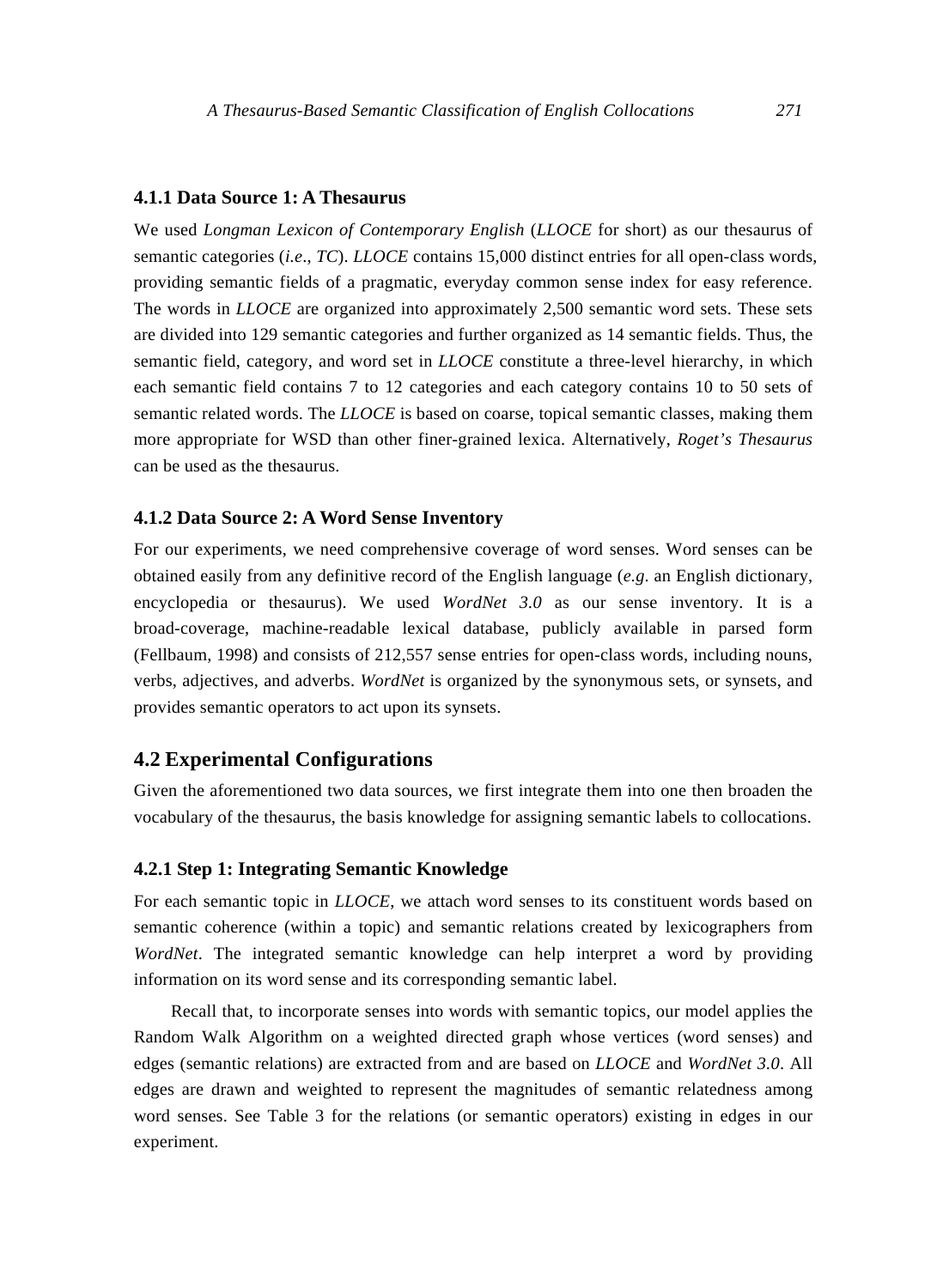#### 4.1.1 Data Source 1: A Thesaurus

We used *Longman Lexicon of Contemporary English* (*LLOCE* for short) as our thesaurus of semantic categories (*i.e*., *TC*). *LLOCE* contains 15,000 distinct entries for all open-class words, providing semantic fields of a pragmatic, everyday common sense index for easy reference. The words in *LLOCE* are organized into approximately 2,500 semantic word sets. These sets are divided into 129 semantic categories and further organized as 14 semantic fields. Thus, the semantic field, category, and word set in *LLOCE* constitute a three-level hierarchy, in which each semantic field contains 7 to 12 categories and each category contains 10 to 50 sets of semantic related words. The *LLOCE* is based on coarse, topical semantic classes, making them more appropriate for WSD than other finer-grained lexica. Alternatively, *Roget's Thesaurus* can be used as the thesaurus.

#### 4.1.2 Data Source 2: A Word Sense Inventory

For our experiments, we need comprehensive coverage of word senses. Word senses can be obtained easily from any definitive record of the English language (*e.g*. an English dictionary, encyclopedia or thesaurus). We used *WordNet 3.0* as our sense inventory. It is a broad-coverage, machine-readable lexical database, publicly available in parsed form (Fellbaum, 1998) and consists of 212,557 sense entries for open-class words, including nouns, verbs, adjectives, and adverbs. *WordNet* is organized by the synonymous sets, or synsets, and provides semantic operators to act upon its synsets.

### 4.2 Experimental Configurations

Given the aforementioned two data sources, we first integrate them into one then broaden the vocabulary of the thesaurus, the basis knowledge for assigning semantic labels to collocations.

#### 4.2.1 Step 1: Integrating Semantic Knowledge

For each semantic topic in *LLOCE*, we attach word senses to its constituent words based on semantic coherence (within a topic) and semantic relations created by lexicographers from *WordNet*. The integrated semantic knowledge can help interpret a word by providing information on its word sense and its corresponding semantic label.

Recall that, to incorporate senses into words with semantic topics, our model applies the Random Walk Algorithm on a weighted directed graph whose vertices (word senses) and edges (semantic relations) are extracted from and are based on *LLOCE* and *WordNet 3.0*. All edges are drawn and weighted to represent the magnitudes of semantic relatedness among word senses. See Table 3 for the relations (or semantic operators) existing in edges in our experiment.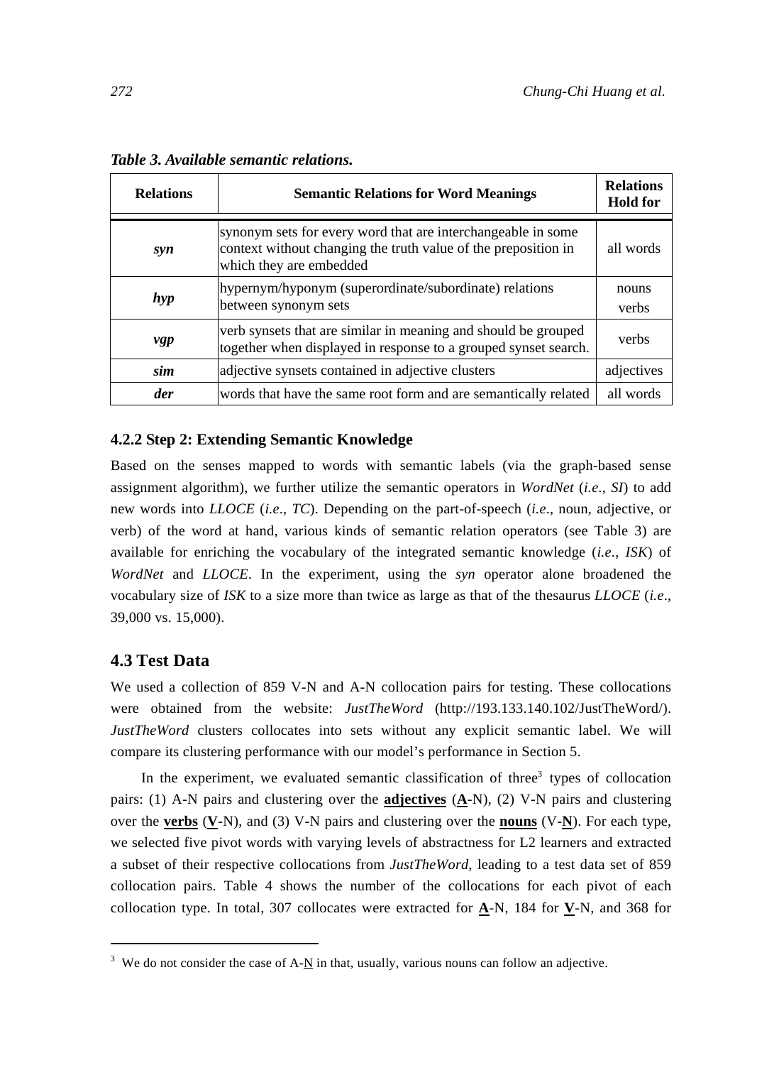*Table 3. Available semantic relations.*

| Relations | Semantic Relations for Word Meanings | Relations Hold for |
|---|---|---|
| ***syn*** | synonym sets for every word that are interchangeable in some context without changing the truth value of the preposition in which they are embedded | all words |
| ***hyp*** | hypernym/hyponym (superordinate/subordinate) relations between synonym sets | nouns verbs |
| ***vgp*** | verb synsets that are similar in meaning and should be grouped together when displayed in response to a grouped synset search. | verbs |
| ***sim*** | adjective synsets contained in adjective clusters | adjectives |
| ***der*** | words that have the same root form and are semantically related | all words |

#### 4.2.2 Step 2: Extending Semantic Knowledge

Based on the senses mapped to words with semantic labels (via the graph-based sense assignment algorithm), we further utilize the semantic operators in *WordNet* (*i.e.*, *SI*) to add new words into *LLOCE* (*i.e*., *TC*). Depending on the part-of-speech (*i.e*., noun, adjective, or verb) of the word at hand, various kinds of semantic relation operators (see Table 3) are available for enriching the vocabulary of the integrated semantic knowledge (*i.e*., *ISK*) of *WordNet* and *LLOCE*. In the experiment, using the *syn* operator alone broadened the vocabulary size of *ISK* to a size more than twice as large as that of the thesaurus *LLOCE* (*i.e*., 39,000 vs. 15,000).

### 4.3 Test Data

We used a collection of 859 V-N and A-N collocation pairs for testing. These collocations were obtained from the website: *JustTheWord* (http://193.133.140.102/JustTheWord/). *JustTheWord* clusters collocates into sets without any explicit semantic label. We will compare its clustering performance with our model's performance in Section 5.

In the experiment, we evaluated semantic classification of three[3] types of collocation pairs: (1) A-N pairs and clustering over the **<u>adjectives</u>** (**<u>A</u>**-N), (2) V-N pairs and clustering over the **<u>verbs</u>** (**<u>V</u>**-N), and (3) V-N pairs and clustering over the **<u>nouns</u>** (V-**<u>N</u>**). For each type, we selected five pivot words with varying levels of abstractness for L2 learners and extracted a subset of their respective collocations from *JustTheWord*, leading to a test data set of 859 collocation pairs. Table 4 shows the number of the collocations for each pivot of each collocation type. In total, 307 collocates were extracted for **<u>A</u>**-N, 184 for **<u>V</u>**-N, and 368 for

[3] We do not consider the case of A-<u>N</u> in that, usually, various nouns can follow an adjective.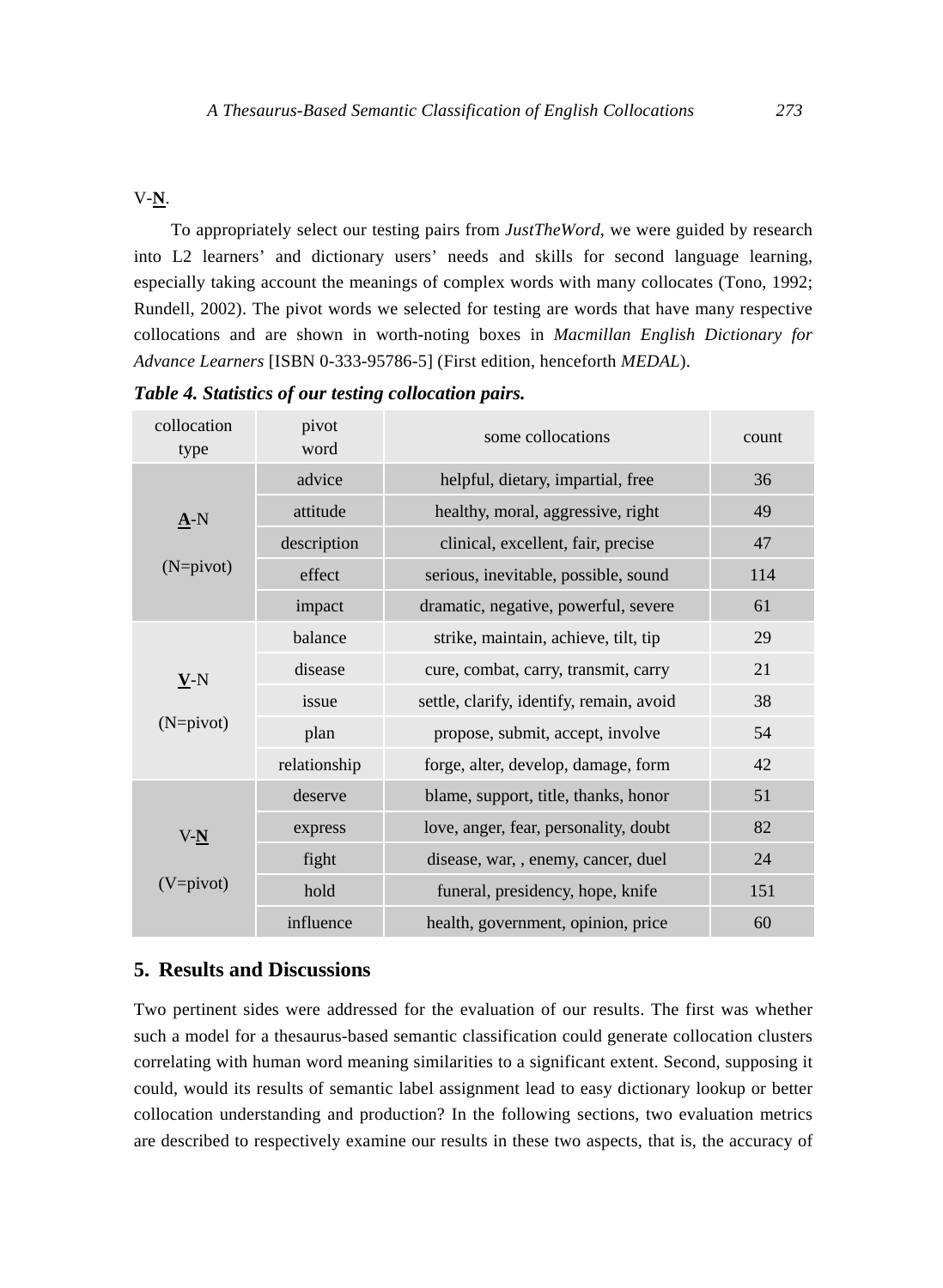V-**N**.

To appropriately select our testing pairs from *JustTheWord*, we were guided by research into L2 learners' and dictionary users' needs and skills for second language learning, especially taking account the meanings of complex words with many collocates (Tono, 1992; Rundell, 2002). The pivot words we selected for testing are words that have many respective collocations and are shown in worth-noting boxes in *Macmillan English Dictionary for Advance Learners* [ISBN 0-333-95786-5] (First edition, henceforth *MEDAL*).

***Table 4. Statistics of our testing collocation pairs.***

| collocation type | pivot word | some collocations | count |
|---|---|---|---|
| **A**-N (N=pivot) | advice | helpful, dietary, impartial, free | 36 |
| | attitude | healthy, moral, aggressive, right | 49 |
| | description | clinical, excellent, fair, precise | 47 |
| | effect | serious, inevitable, possible, sound | 114 |
| | impact | dramatic, negative, powerful, severe | 61 |
| **V**-N (N=pivot) | balance | strike, maintain, achieve, tilt, tip | 29 |
| | disease | cure, combat, carry, transmit, carry | 21 |
| | issue | settle, clarify, identify, remain, avoid | 38 |
| | plan | propose, submit, accept, involve | 54 |
| | relationship | forge, alter, develop, damage, form | 42 |
| V-**N** (V=pivot) | deserve | blame, support, title, thanks, honor | 51 |
| | express | love, anger, fear, personality, doubt | 82 |
| | fight | disease, war, , enemy, cancer, duel | 24 |
| | hold | funeral, presidency, hope, knife | 151 |
| | influence | health, government, opinion, price | 60 |

## 5. Results and Discussions

Two pertinent sides were addressed for the evaluation of our results. The first was whether such a model for a thesaurus-based semantic classification could generate collocation clusters correlating with human word meaning similarities to a significant extent. Second, supposing it could, would its results of semantic label assignment lead to easy dictionary lookup or better collocation understanding and production? In the following sections, two evaluation metrics are described to respectively examine our results in these two aspects, that is, the accuracy of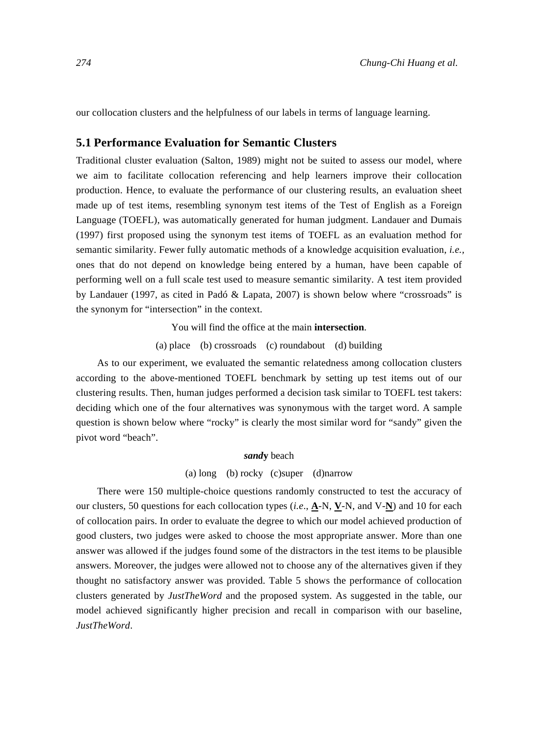our collocation clusters and the helpfulness of our labels in terms of language learning.

## 5.1 Performance Evaluation for Semantic Clusters

Traditional cluster evaluation (Salton, 1989) might not be suited to assess our model, where we aim to facilitate collocation referencing and help learners improve their collocation production. Hence, to evaluate the performance of our clustering results, an evaluation sheet made up of test items, resembling synonym test items of the Test of English as a Foreign Language (TOEFL), was automatically generated for human judgment. Landauer and Dumais (1997) first proposed using the synonym test items of TOEFL as an evaluation method for semantic similarity. Fewer fully automatic methods of a knowledge acquisition evaluation, *i.e.*, ones that do not depend on knowledge being entered by a human, have been capable of performing well on a full scale test used to measure semantic similarity. A test item provided by Landauer (1997, as cited in Padó & Lapata, 2007) is shown below where "crossroads" is the synonym for "intersection" in the context.

You will find the office at the main **intersection**.

(a) place (b) crossroads (c) roundabout (d) building

As to our experiment, we evaluated the semantic relatedness among collocation clusters according to the above-mentioned TOEFL benchmark by setting up test items out of our clustering results. Then, human judges performed a decision task similar to TOEFL test takers: deciding which one of the four alternatives was synonymous with the target word. A sample question is shown below where "rocky" is clearly the most similar word for "sandy" given the pivot word "beach".

***sand*y** beach

(a) long (b) rocky (c)super (d)narrow

There were 150 multiple-choice questions randomly constructed to test the accuracy of our clusters, 50 questions for each collocation types (*i.e*., **A**-N, **V**-N, and V-**N**) and 10 for each of collocation pairs. In order to evaluate the degree to which our model achieved production of good clusters, two judges were asked to choose the most appropriate answer. More than one answer was allowed if the judges found some of the distractors in the test items to be plausible answers. Moreover, the judges were allowed not to choose any of the alternatives given if they thought no satisfactory answer was provided. Table 5 shows the performance of collocation clusters generated by *JustTheWord* and the proposed system. As suggested in the table, our model achieved significantly higher precision and recall in comparison with our baseline, *JustTheWord*.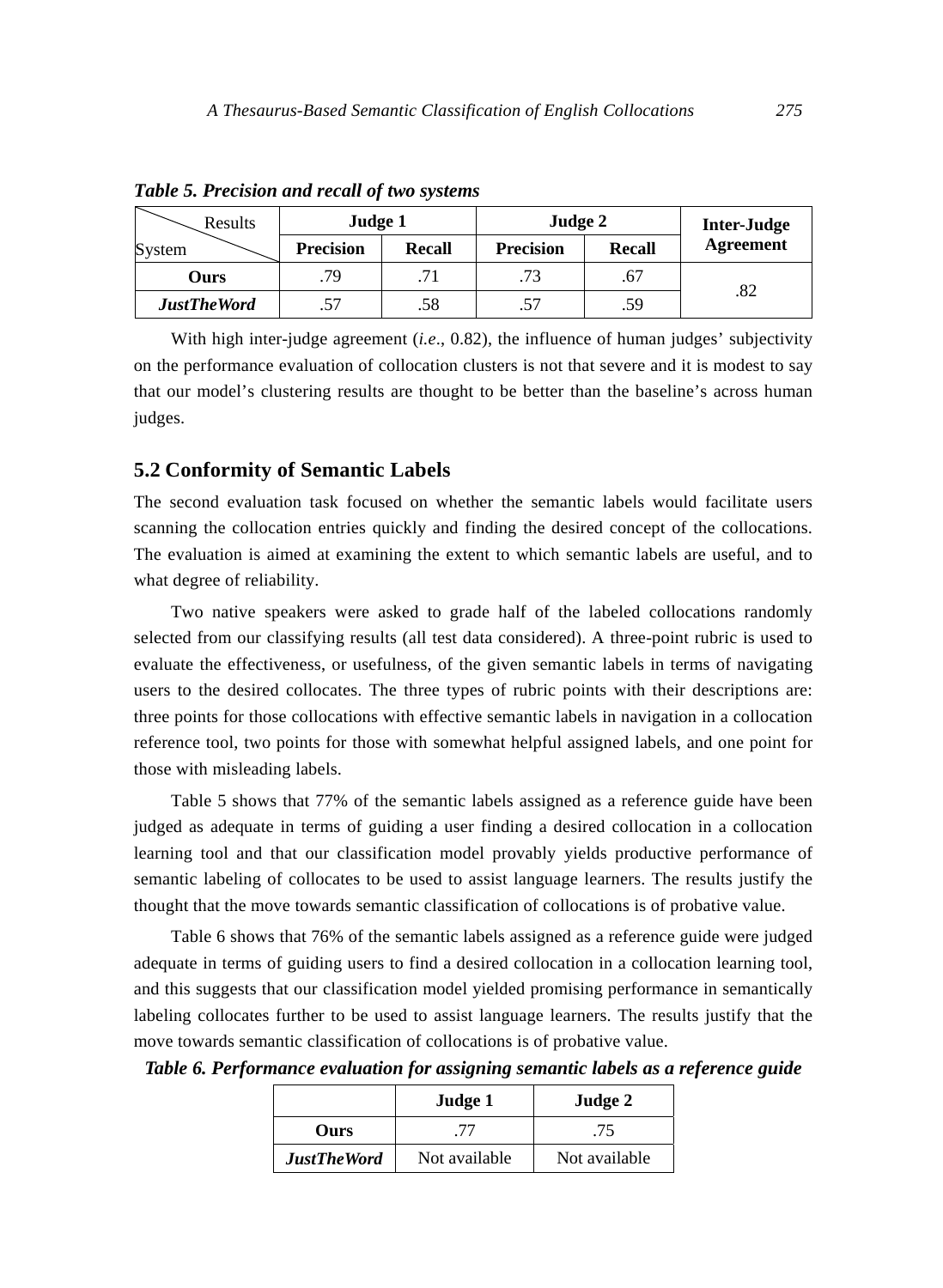***Table 5. Precision and recall of two systems***

| Results / System | Judge 1 | | Judge 2 | | Inter-Judge Agreement |
|---|---|---|---|---|---|
| | **Precision** | **Recall** | **Precision** | **Recall** | |
| **Ours** | .79 | .71 | .73 | .67 | .82 |
| ***JustTheWord*** | .57 | .58 | .57 | .59 | |

With high inter-judge agreement (*i.e*., 0.82), the influence of human judges' subjectivity on the performance evaluation of collocation clusters is not that severe and it is modest to say that our model's clustering results are thought to be better than the baseline's across human judges.

## 5.2 Conformity of Semantic Labels

The second evaluation task focused on whether the semantic labels would facilitate users scanning the collocation entries quickly and finding the desired concept of the collocations. The evaluation is aimed at examining the extent to which semantic labels are useful, and to what degree of reliability.

Two native speakers were asked to grade half of the labeled collocations randomly selected from our classifying results (all test data considered). A three-point rubric is used to evaluate the effectiveness, or usefulness, of the given semantic labels in terms of navigating users to the desired collocates. The three types of rubric points with their descriptions are: three points for those collocations with effective semantic labels in navigation in a collocation reference tool, two points for those with somewhat helpful assigned labels, and one point for those with misleading labels.

Table 5 shows that 77% of the semantic labels assigned as a reference guide have been judged as adequate in terms of guiding a user finding a desired collocation in a collocation learning tool and that our classification model provably yields productive performance of semantic labeling of collocates to be used to assist language learners. The results justify the thought that the move towards semantic classification of collocations is of probative value.

Table 6 shows that 76% of the semantic labels assigned as a reference guide were judged adequate in terms of guiding users to find a desired collocation in a collocation learning tool, and this suggests that our classification model yielded promising performance in semantically labeling collocates further to be used to assist language learners. The results justify that the move towards semantic classification of collocations is of probative value.

***Table 6. Performance evaluation for assigning semantic labels as a reference guide***

| | **Judge 1** | **Judge 2** |
|---|---|---|
| **Ours** | .77 | .75 |
| ***JustTheWord*** | Not available | Not available |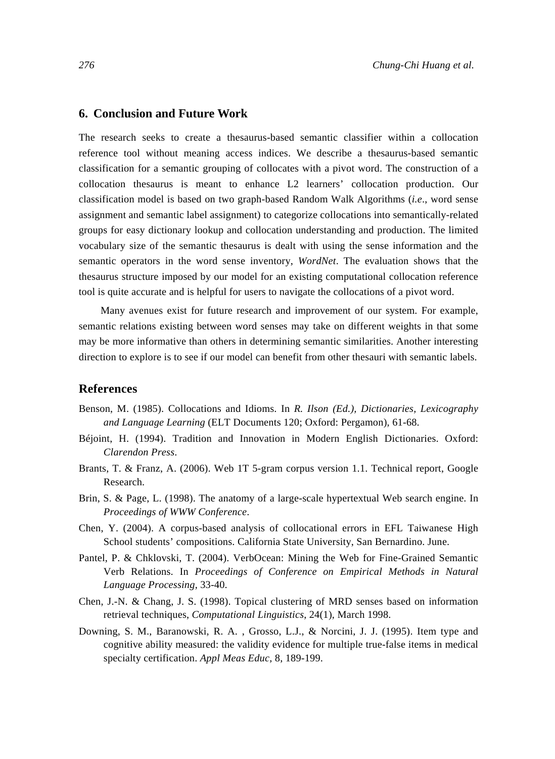## 6. Conclusion and Future Work

The research seeks to create a thesaurus-based semantic classifier within a collocation reference tool without meaning access indices. We describe a thesaurus-based semantic classification for a semantic grouping of collocates with a pivot word. The construction of a collocation thesaurus is meant to enhance L2 learners' collocation production. Our classification model is based on two graph-based Random Walk Algorithms (*i.e*., word sense assignment and semantic label assignment) to categorize collocations into semantically-related groups for easy dictionary lookup and collocation understanding and production. The limited vocabulary size of the semantic thesaurus is dealt with using the sense information and the semantic operators in the word sense inventory, *WordNet*. The evaluation shows that the thesaurus structure imposed by our model for an existing computational collocation reference tool is quite accurate and is helpful for users to navigate the collocations of a pivot word.

Many avenues exist for future research and improvement of our system. For example, semantic relations existing between word senses may take on different weights in that some may be more informative than others in determining semantic similarities. Another interesting direction to explore is to see if our model can benefit from other thesauri with semantic labels.

## References

Benson, M. (1985). Collocations and Idioms. In *R. Ilson (Ed.), Dictionaries, Lexicography and Language Learning* (ELT Documents 120; Oxford: Pergamon), 61-68.

Béjoint, H. (1994). Tradition and Innovation in Modern English Dictionaries. Oxford: *Clarendon Press*.

Brants, T. & Franz, A. (2006). Web 1T 5-gram corpus version 1.1. Technical report, Google Research.

Brin, S. & Page, L. (1998). The anatomy of a large-scale hypertextual Web search engine. In *Proceedings of WWW Conference*.

Chen, Y. (2004). A corpus-based analysis of collocational errors in EFL Taiwanese High School students' compositions. California State University, San Bernardino. June.

Pantel, P. & Chklovski, T. (2004). VerbOcean: Mining the Web for Fine-Grained Semantic Verb Relations. In *Proceedings of Conference on Empirical Methods in Natural Language Processing*, 33-40.

Chen, J.-N. & Chang, J. S. (1998). Topical clustering of MRD senses based on information retrieval techniques, *Computational Linguistics*, 24(1), March 1998.

Downing, S. M., Baranowski, R. A. , Grosso, L.J., & Norcini, J. J. (1995). Item type and cognitive ability measured: the validity evidence for multiple true-false items in medical specialty certification. *Appl Meas Educ,* 8, 189-199.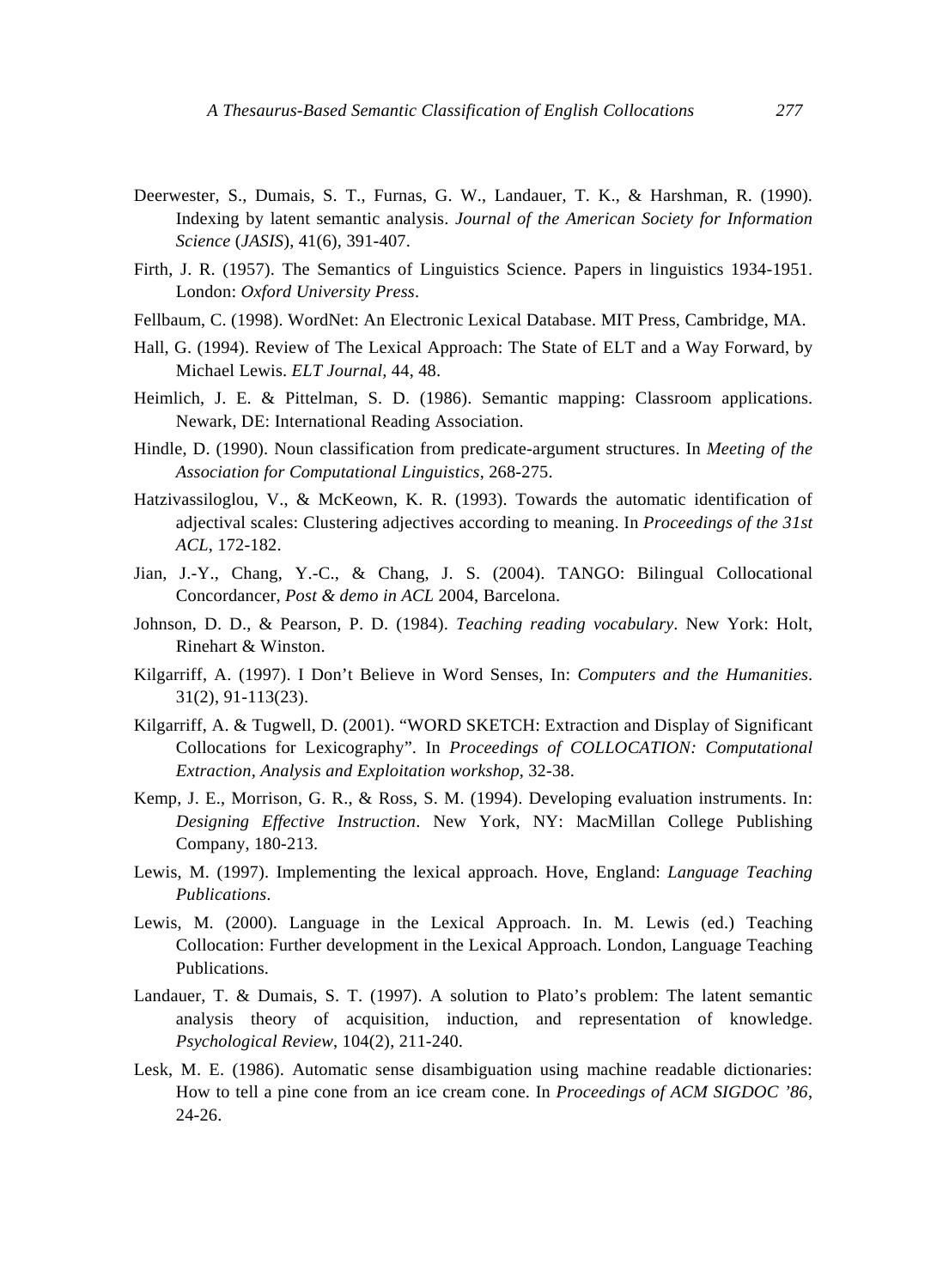Deerwester, S., Dumais, S. T., Furnas, G. W., Landauer, T. K., & Harshman, R. (1990). Indexing by latent semantic analysis. *Journal of the American Society for Information Science* (*JASIS*), 41(6), 391-407.

Firth, J. R. (1957). The Semantics of Linguistics Science. Papers in linguistics 1934-1951. London: *Oxford University Press*.

Fellbaum, C. (1998). WordNet: An Electronic Lexical Database. MIT Press, Cambridge, MA.

Hall, G. (1994). Review of The Lexical Approach: The State of ELT and a Way Forward, by Michael Lewis. *ELT Journal*, 44, 48.

Heimlich, J. E. & Pittelman, S. D. (1986). Semantic mapping: Classroom applications. Newark, DE: International Reading Association.

Hindle, D. (1990). Noun classification from predicate-argument structures. In *Meeting of the Association for Computational Linguistics*, 268-275.

Hatzivassiloglou, V., & McKeown, K. R. (1993). Towards the automatic identification of adjectival scales: Clustering adjectives according to meaning. In *Proceedings of the 31st ACL*, 172-182.

Jian, J.-Y., Chang, Y.-C., & Chang, J. S. (2004). TANGO: Bilingual Collocational Concordancer, *Post & demo in ACL* 2004, Barcelona.

Johnson, D. D., & Pearson, P. D. (1984). *Teaching reading vocabulary*. New York: Holt, Rinehart & Winston.

Kilgarriff, A. (1997). I Don't Believe in Word Senses, In: *Computers and the Humanities*. 31(2), 91-113(23).

Kilgarriff, A. & Tugwell, D. (2001). "WORD SKETCH: Extraction and Display of Significant Collocations for Lexicography". In *Proceedings of COLLOCATION: Computational Extraction, Analysis and Exploitation workshop*, 32-38.

Kemp, J. E., Morrison, G. R., & Ross, S. M. (1994). Developing evaluation instruments. In: *Designing Effective Instruction*. New York, NY: MacMillan College Publishing Company, 180-213.

Lewis, M. (1997). Implementing the lexical approach. Hove, England: *Language Teaching Publications*.

Lewis, M. (2000). Language in the Lexical Approach. In. M. Lewis (ed.) Teaching Collocation: Further development in the Lexical Approach. London, Language Teaching Publications.

Landauer, T. & Dumais, S. T. (1997). A solution to Plato's problem: The latent semantic analysis theory of acquisition, induction, and representation of knowledge. *Psychological Review*, 104(2), 211-240.

Lesk, M. E. (1986). Automatic sense disambiguation using machine readable dictionaries: How to tell a pine cone from an ice cream cone. In *Proceedings of ACM SIGDOC '86*, 24-26.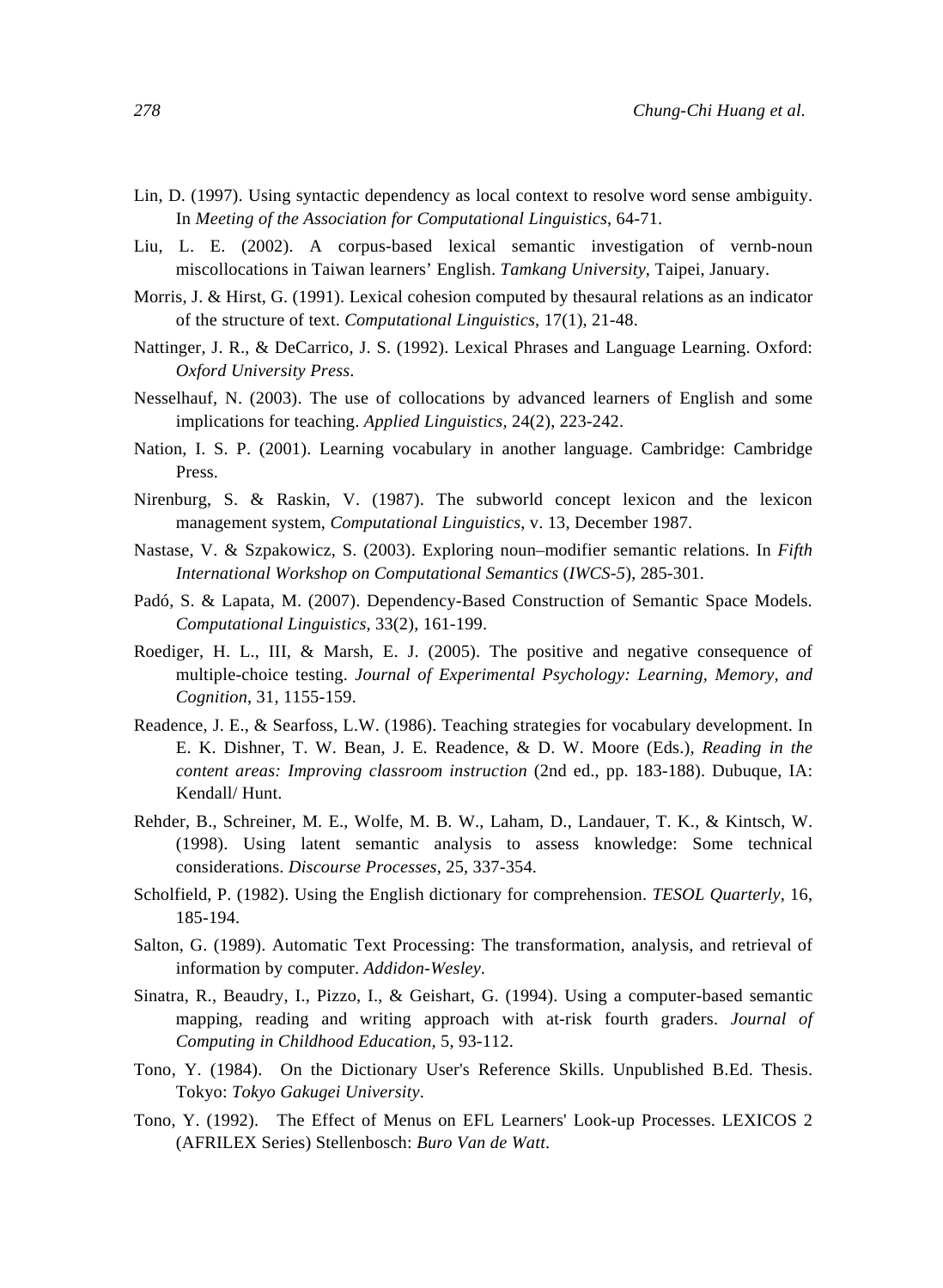Lin, D. (1997). Using syntactic dependency as local context to resolve word sense ambiguity. In *Meeting of the Association for Computational Linguistics*, 64-71.

Liu, L. E. (2002). A corpus-based lexical semantic investigation of vernb-noun miscollocations in Taiwan learners' English. *Tamkang University*, Taipei, January.

Morris, J. & Hirst, G. (1991). Lexical cohesion computed by thesaural relations as an indicator of the structure of text. *Computational Linguistics*, 17(1), 21-48.

Nattinger, J. R., & DeCarrico, J. S. (1992). Lexical Phrases and Language Learning. Oxford: *Oxford University Press*.

Nesselhauf, N. (2003). The use of collocations by advanced learners of English and some implications for teaching. *Applied Linguistics*, 24(2), 223-242.

Nation, I. S. P. (2001). Learning vocabulary in another language. Cambridge: Cambridge Press.

Nirenburg, S. & Raskin, V. (1987). The subworld concept lexicon and the lexicon management system, *Computational Linguistics*, v. 13, December 1987.

Nastase, V. & Szpakowicz, S. (2003). Exploring noun–modifier semantic relations. In *Fifth International Workshop on Computational Semantics* (*IWCS-5*), 285-301.

Padó, S. & Lapata, M. (2007). Dependency-Based Construction of Semantic Space Models. *Computational Linguistics*, 33(2), 161-199.

Roediger, H. L., III, & Marsh, E. J. (2005). The positive and negative consequence of multiple-choice testing. *Journal of Experimental Psychology: Learning, Memory, and Cognition*, 31, 1155-159.

Readence, J. E., & Searfoss, L.W. (1986). Teaching strategies for vocabulary development. In E. K. Dishner, T. W. Bean, J. E. Readence, & D. W. Moore (Eds.), *Reading in the content areas: Improving classroom instruction* (2nd ed., pp. 183-188). Dubuque, IA: Kendall/ Hunt.

Rehder, B., Schreiner, M. E., Wolfe, M. B. W., Laham, D., Landauer, T. K., & Kintsch, W. (1998). Using latent semantic analysis to assess knowledge: Some technical considerations. *Discourse Processes*, 25, 337-354.

Scholfield, P. (1982). Using the English dictionary for comprehension. *TESOL Quarterly*, 16, 185-194.

Salton, G. (1989). Automatic Text Processing: The transformation, analysis, and retrieval of information by computer. *Addidon-Wesley*.

Sinatra, R., Beaudry, I., Pizzo, I., & Geishart, G. (1994). Using a computer-based semantic mapping, reading and writing approach with at-risk fourth graders. *Journal of Computing in Childhood Education*, 5, 93-112.

Tono, Y. (1984). On the Dictionary User's Reference Skills. Unpublished B.Ed. Thesis. Tokyo: *Tokyo Gakugei University*.

Tono, Y. (1992). The Effect of Menus on EFL Learners' Look-up Processes. LEXICOS 2 (AFRILEX Series) Stellenbosch: *Buro Van de Watt*.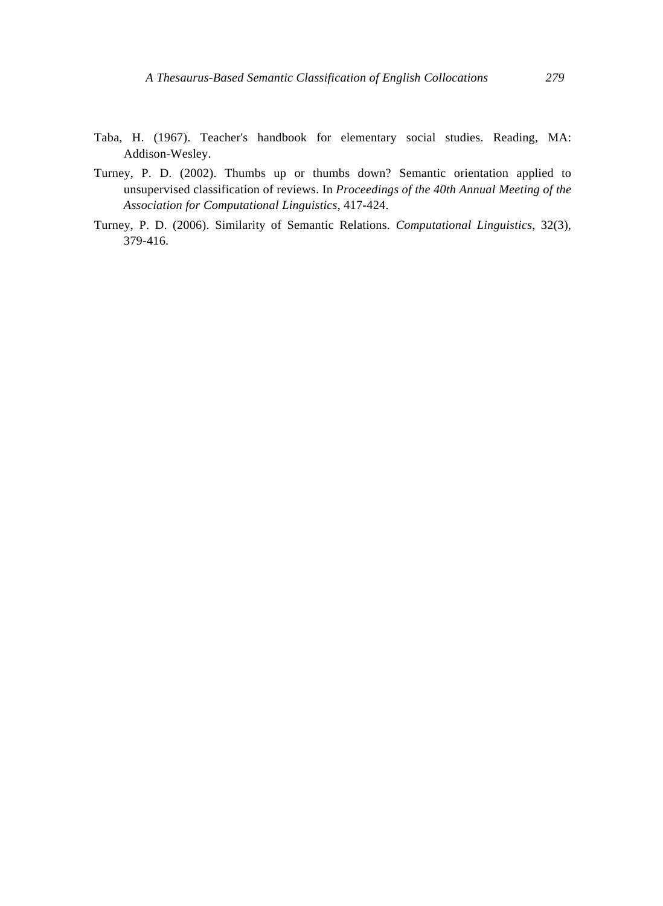Taba, H. (1967). Teacher's handbook for elementary social studies. Reading, MA: Addison-Wesley.

Turney, P. D. (2002). Thumbs up or thumbs down? Semantic orientation applied to unsupervised classification of reviews. In *Proceedings of the 40th Annual Meeting of the Association for Computational Linguistics*, 417-424.

Turney, P. D. (2006). Similarity of Semantic Relations. *Computational Linguistics*, 32(3), 379-416.